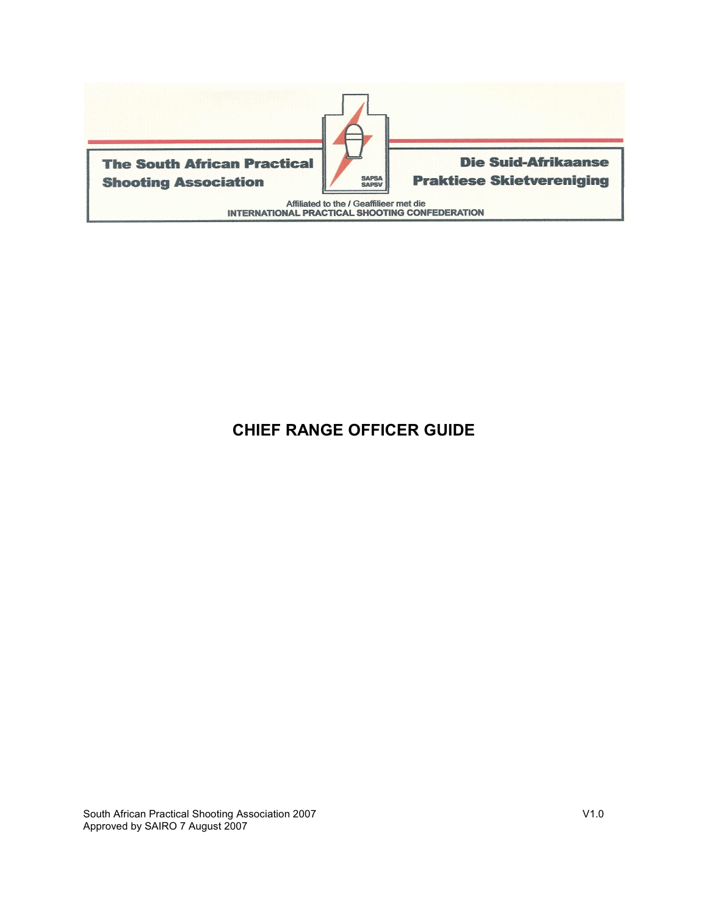The South African Practical Shooting Association

Die Suid-Afrikaanse Praktiese Skietvereniging

SAPSA
SAPSV

Affiliated to the / Geaffilieer met die
INTERNATIONAL PRACTICAL SHOOTING CONFEDERATION

# CHIEF RANGE OFFICER GUIDE

South African Practical Shooting Association 2007 V1.0
Approved by SAIRO 7 August 2007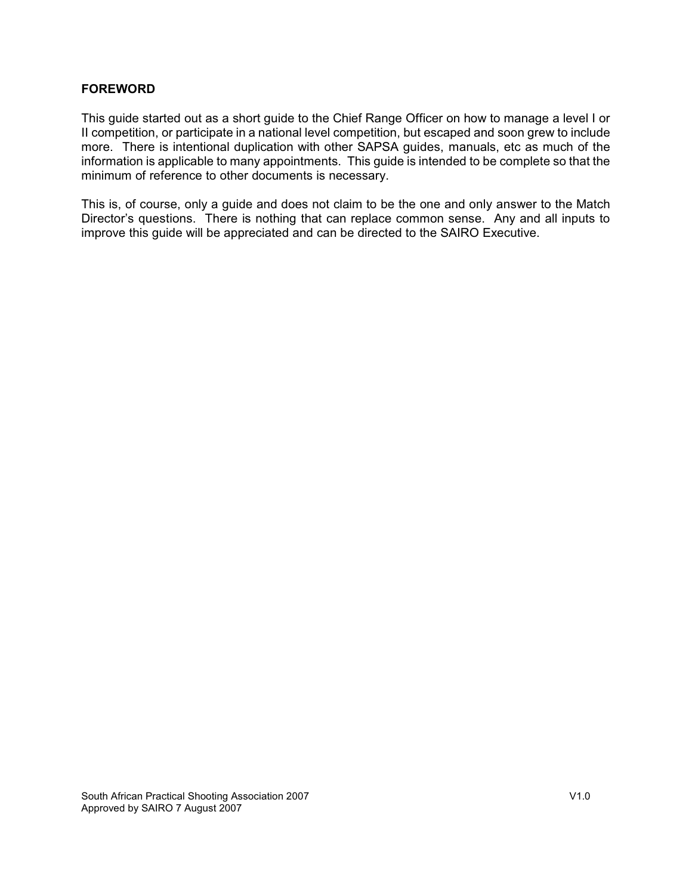## FOREWORD

This guide started out as a short guide to the Chief Range Officer on how to manage a level I or II competition, or participate in a national level competition, but escaped and soon grew to include more. There is intentional duplication with other SAPSA guides, manuals, etc as much of the information is applicable to many appointments. This guide is intended to be complete so that the minimum of reference to other documents is necessary.

This is, of course, only a guide and does not claim to be the one and only answer to the Match Director's questions. There is nothing that can replace common sense. Any and all inputs to improve this guide will be appreciated and can be directed to the SAIRO Executive.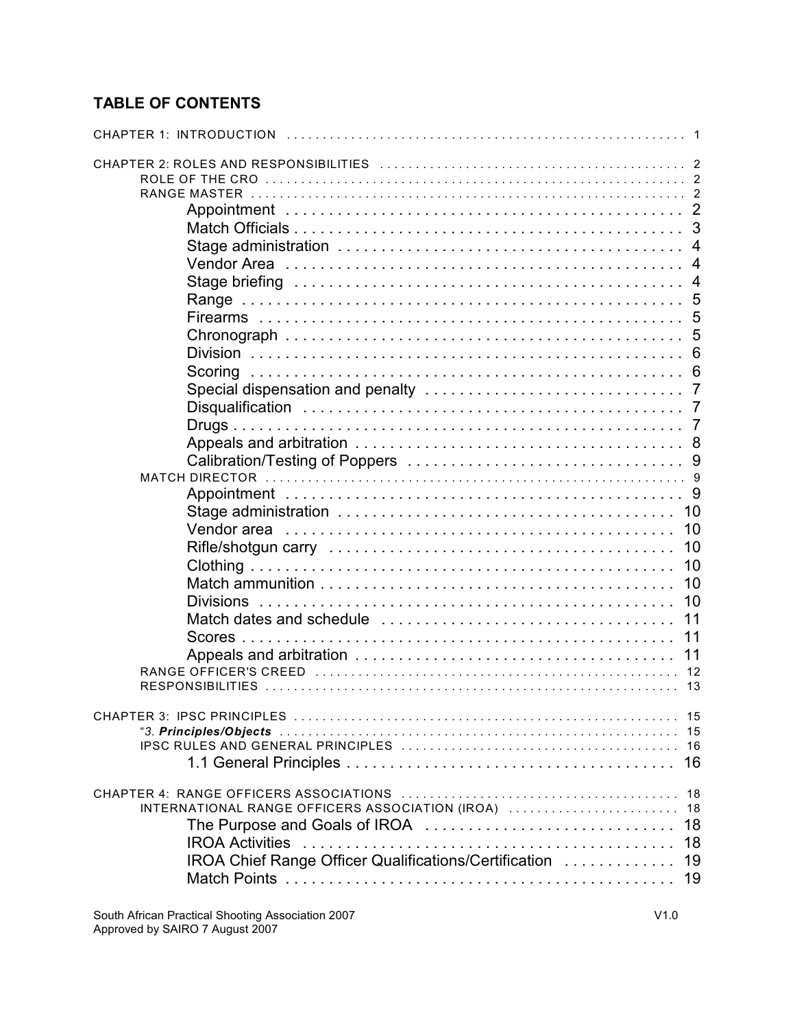## TABLE OF CONTENTS

CHAPTER 1: INTRODUCTION . . . . . . . . . . 1

CHAPTER 2: ROLES AND RESPONSIBILITIES . . . . . . . . . . 2
- ROLE OF THE CRO . . . . . . . . . . 2
- RANGE MASTER . . . . . . . . . . 2
  - Appointment . . . . . . . . . . 2
  - Match Officials . . . . . . . . . . 3
  - Stage administration . . . . . . . . . . 4
  - Vendor Area . . . . . . . . . . 4
  - Stage briefing . . . . . . . . . . 4
  - Range . . . . . . . . . . 5
  - Firearms . . . . . . . . . . 5
  - Chronograph . . . . . . . . . . 5
  - Division . . . . . . . . . . 6
  - Scoring . . . . . . . . . . 6
  - Special dispensation and penalty . . . . . . . . . . 7
  - Disqualification . . . . . . . . . . 7
  - Drugs . . . . . . . . . . 7
  - Appeals and arbitration . . . . . . . . . . 8
  - Calibration/Testing of Poppers . . . . . . . . . . 9
- MATCH DIRECTOR . . . . . . . . . . 9
  - Appointment . . . . . . . . . . 9
  - Stage administration . . . . . . . . . . 10
  - Vendor area . . . . . . . . . . 10
  - Rifle/shotgun carry . . . . . . . . . . 10
  - Clothing . . . . . . . . . . 10
  - Match ammunition . . . . . . . . . . 10
  - Divisions . . . . . . . . . . 10
  - Match dates and schedule . . . . . . . . . . 11
  - Scores . . . . . . . . . . 11
  - Appeals and arbitration . . . . . . . . . . 11
- RANGE OFFICER'S CREED . . . . . . . . . . 12
- RESPONSIBILITIES . . . . . . . . . . 13

CHAPTER 3: IPSC PRINCIPLES . . . . . . . . . . 15
- "*3. **Principles/Objects*** . . . . . . . . . . 15
- IPSC RULES AND GENERAL PRINCIPLES . . . . . . . . . . 16
  - 1.1 General Principles . . . . . . . . . . 16

CHAPTER 4: RANGE OFFICERS ASSOCIATIONS . . . . . . . . . . 18
- INTERNATIONAL RANGE OFFICERS ASSOCIATION (IROA) . . . . . . . . . . 18
  - The Purpose and Goals of IROA . . . . . . . . . . 18
  - IROA Activities . . . . . . . . . . 18
  - IROA Chief Range Officer Qualifications/Certification . . . . . . . . . . 19
  - Match Points . . . . . . . . . . 19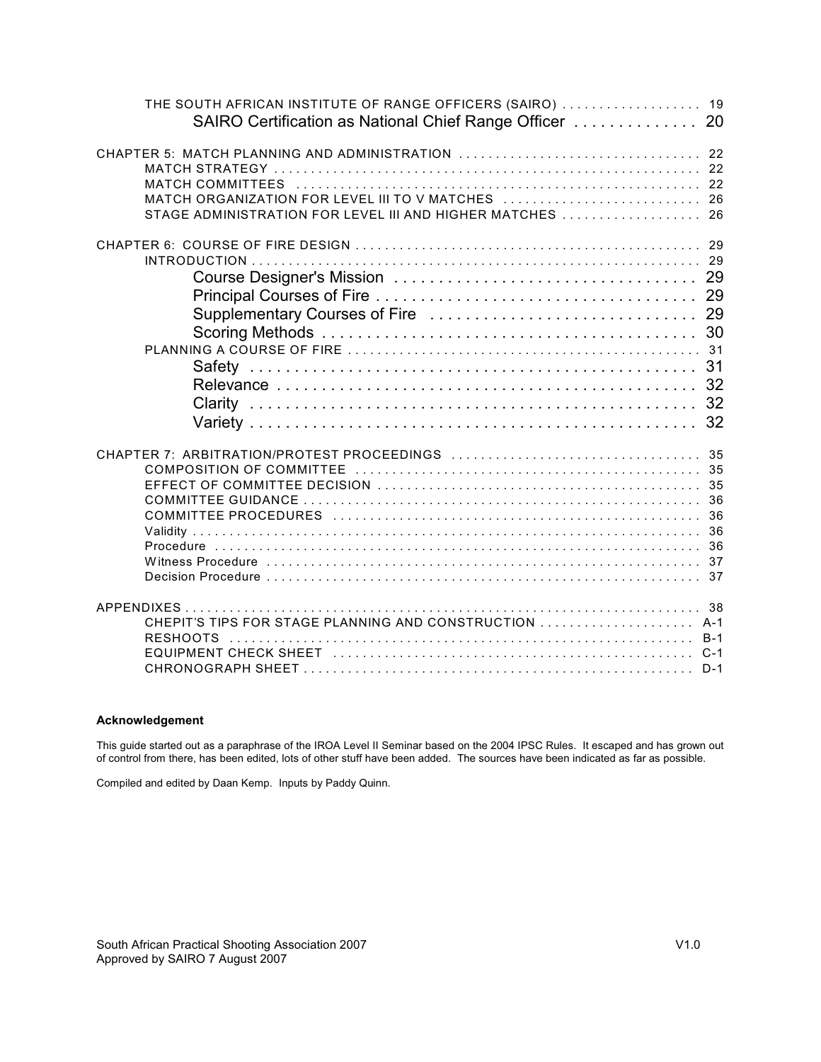THE SOUTH AFRICAN INSTITUTE OF RANGE OFFICERS (SAIRO) . . . . . . . . . . . . . . . . . . 19
SAIRO Certification as National Chief Range Officer . . . . . . . . . . . . . . 20

CHAPTER 5: MATCH PLANNING AND ADMINISTRATION . . . . . . . . . . . . . . . . . . . . . . . . . . . . . . . . 22
MATCH STRATEGY . . . . . . . . . . . . . . . . . . . . . . . . . . . . . . . . . . . . . . . . . . . . . . . . . . . . . . . . 22
MATCH COMMITTEES . . . . . . . . . . . . . . . . . . . . . . . . . . . . . . . . . . . . . . . . . . . . . . . . . . . . . . 22
MATCH ORGANIZATION FOR LEVEL III TO V MATCHES . . . . . . . . . . . . . . . . . . . . . . . . . . 26
STAGE ADMINISTRATION FOR LEVEL III AND HIGHER MATCHES . . . . . . . . . . . . . . . . . . . 26

CHAPTER 6: COURSE OF FIRE DESIGN . . . . . . . . . . . . . . . . . . . . . . . . . . . . . . . . . . . . . . . . . . . . . 29
INTRODUCTION . . . . . . . . . . . . . . . . . . . . . . . . . . . . . . . . . . . . . . . . . . . . . . . . . . . . . . . . . . . 29
Course Designer's Mission . . . . . . . . . . . . . . . . . . . . . . . . . . . . . . . . . 29
Principal Courses of Fire . . . . . . . . . . . . . . . . . . . . . . . . . . . . . . . . . . . 29
Supplementary Courses of Fire . . . . . . . . . . . . . . . . . . . . . . . . . . . . . 29
Scoring Methods . . . . . . . . . . . . . . . . . . . . . . . . . . . . . . . . . . . . . . . . . 30
PLANNING A COURSE OF FIRE . . . . . . . . . . . . . . . . . . . . . . . . . . . . . . . . . . . . . . . . . . . . . . 31
Safety . . . . . . . . . . . . . . . . . . . . . . . . . . . . . . . . . . . . . . . . . . . . . . . . . . 31
Relevance . . . . . . . . . . . . . . . . . . . . . . . . . . . . . . . . . . . . . . . . . . . . . . 32
Clarity . . . . . . . . . . . . . . . . . . . . . . . . . . . . . . . . . . . . . . . . . . . . . . . . . . 32
Variety . . . . . . . . . . . . . . . . . . . . . . . . . . . . . . . . . . . . . . . . . . . . . . . . . 32

CHAPTER 7: ARBITRATION/PROTEST PROCEEDINGS . . . . . . . . . . . . . . . . . . . . . . . . . . . . . . . . . 35
COMPOSITION OF COMMITTEE . . . . . . . . . . . . . . . . . . . . . . . . . . . . . . . . . . . . . . . . . . . . . . 35
EFFECT OF COMMITTEE DECISION . . . . . . . . . . . . . . . . . . . . . . . . . . . . . . . . . . . . . . . . . . . 35
COMMITTEE GUIDANCE . . . . . . . . . . . . . . . . . . . . . . . . . . . . . . . . . . . . . . . . . . . . . . . . . . . . 36
COMMITTEE PROCEDURES . . . . . . . . . . . . . . . . . . . . . . . . . . . . . . . . . . . . . . . . . . . . . . . . . 36
Validity . . . . . . . . . . . . . . . . . . . . . . . . . . . . . . . . . . . . . . . . . . . . . . . . . . . . . . . . . . . . . . . . . . 36
Procedure . . . . . . . . . . . . . . . . . . . . . . . . . . . . . . . . . . . . . . . . . . . . . . . . . . . . . . . . . . . . . . . . 36
Witness Procedure . . . . . . . . . . . . . . . . . . . . . . . . . . . . . . . . . . . . . . . . . . . . . . . . . . . . . . . . . . 37
Decision Procedure . . . . . . . . . . . . . . . . . . . . . . . . . . . . . . . . . . . . . . . . . . . . . . . . . . . . . . . . . 37

APPENDIXES . . . . . . . . . . . . . . . . . . . . . . . . . . . . . . . . . . . . . . . . . . . . . . . . . . . . . . . . . . . . . . . . . 38
CHEPIT'S TIPS FOR STAGE PLANNING AND CONSTRUCTION . . . . . . . . . . . . . . . . . . . . . A-1
RESHOOTS . . . . . . . . . . . . . . . . . . . . . . . . . . . . . . . . . . . . . . . . . . . . . . . . . . . . . . . . . . . . . . B-1
EQUIPMENT CHECK SHEET . . . . . . . . . . . . . . . . . . . . . . . . . . . . . . . . . . . . . . . . . . . . . . . . . C-1
CHRONOGRAPH SHEET . . . . . . . . . . . . . . . . . . . . . . . . . . . . . . . . . . . . . . . . . . . . . . . . . . . . D-1

**Acknowledgement**

This guide started out as a paraphrase of the IROA Level II Seminar based on the 2004 IPSC Rules. It escaped and has grown out of control from there, has been edited, lots of other stuff have been added. The sources have been indicated as far as possible.

Compiled and edited by Daan Kemp. Inputs by Paddy Quinn.

South African Practical Shooting Association 2007 V1.0
Approved by SAIRO 7 August 2007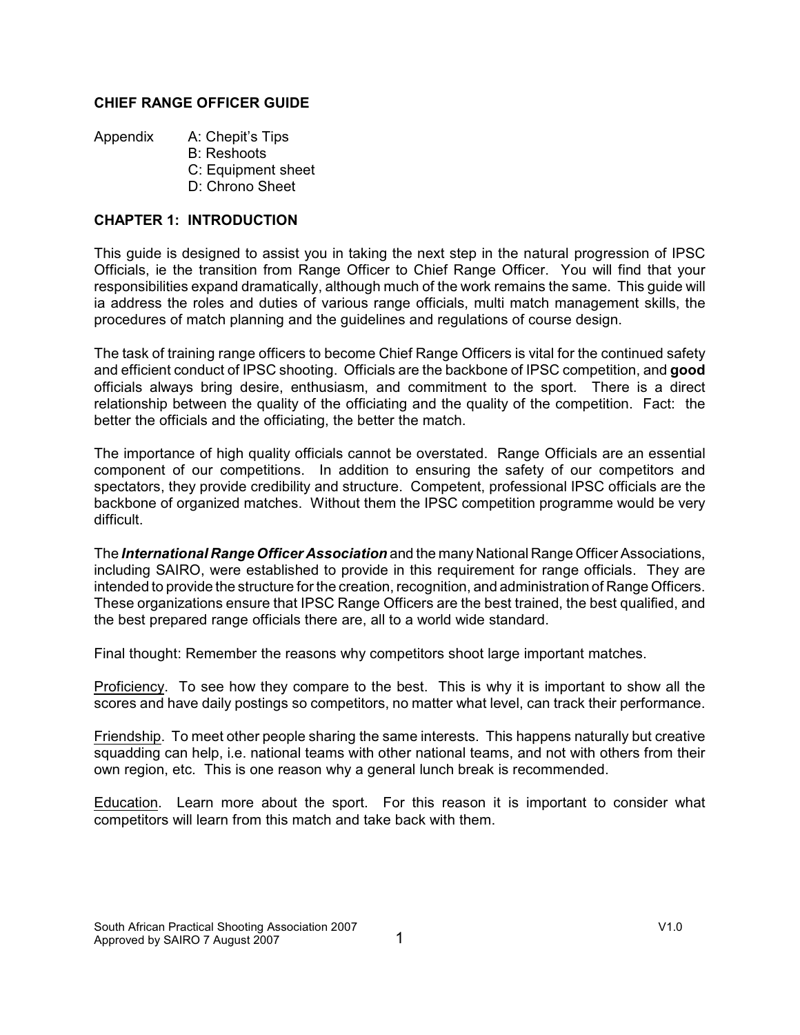# CHIEF RANGE OFFICER GUIDE

Appendix
- A: Chepit's Tips
- B: Reshoots
- C: Equipment sheet
- D: Chrono Sheet

## CHAPTER 1: INTRODUCTION

This guide is designed to assist you in taking the next step in the natural progression of IPSC Officials, ie the transition from Range Officer to Chief Range Officer. You will find that your responsibilities expand dramatically, although much of the work remains the same. This guide will ia address the roles and duties of various range officials, multi match management skills, the procedures of match planning and the guidelines and regulations of course design.

The task of training range officers to become Chief Range Officers is vital for the continued safety and efficient conduct of IPSC shooting. Officials are the backbone of IPSC competition, and **good** officials always bring desire, enthusiasm, and commitment to the sport. There is a direct relationship between the quality of the officiating and the quality of the competition. Fact: the better the officials and the officiating, the better the match.

The importance of high quality officials cannot be overstated. Range Officials are an essential component of our competitions. In addition to ensuring the safety of our competitors and spectators, they provide credibility and structure. Competent, professional IPSC officials are the backbone of organized matches. Without them the IPSC competition programme would be very difficult.

The ***International Range Officer Association*** and the many National Range Officer Associations, including SAIRO, were established to provide in this requirement for range officials. They are intended to provide the structure for the creation, recognition, and administration of Range Officers. These organizations ensure that IPSC Range Officers are the best trained, the best qualified, and the best prepared range officials there are, all to a world wide standard.

Final thought: Remember the reasons why competitors shoot large important matches.

Proficiency. To see how they compare to the best. This is why it is important to show all the scores and have daily postings so competitors, no matter what level, can track their performance.

Friendship. To meet other people sharing the same interests. This happens naturally but creative squadding can help, i.e. national teams with other national teams, and not with others from their own region, etc. This is one reason why a general lunch break is recommended.

Education. Learn more about the sport. For this reason it is important to consider what competitors will learn from this match and take back with them.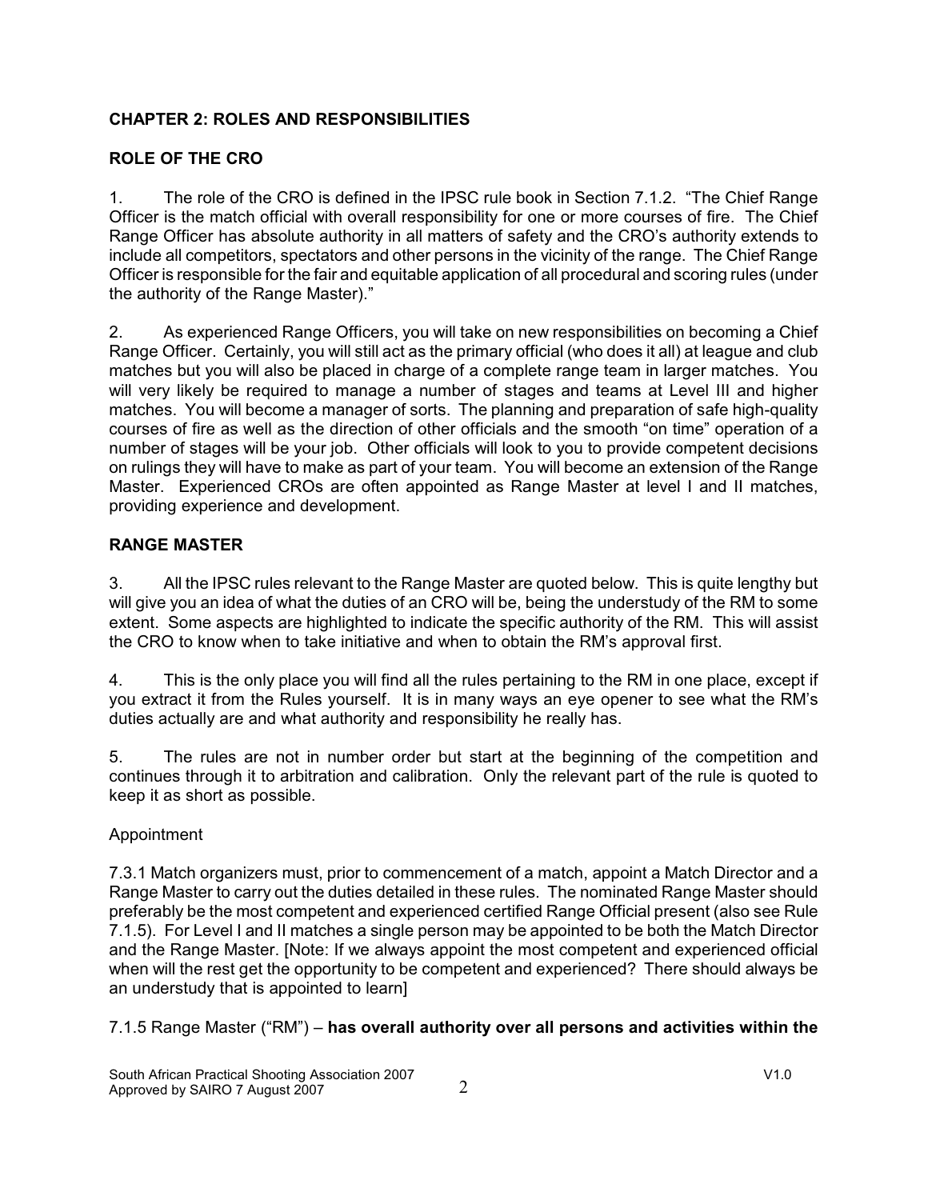## CHAPTER 2: ROLES AND RESPONSIBILITIES

### ROLE OF THE CRO

1. The role of the CRO is defined in the IPSC rule book in Section 7.1.2. "The Chief Range Officer is the match official with overall responsibility for one or more courses of fire. The Chief Range Officer has absolute authority in all matters of safety and the CRO's authority extends to include all competitors, spectators and other persons in the vicinity of the range. The Chief Range Officer is responsible for the fair and equitable application of all procedural and scoring rules (under the authority of the Range Master)."

2. As experienced Range Officers, you will take on new responsibilities on becoming a Chief Range Officer. Certainly, you will still act as the primary official (who does it all) at league and club matches but you will also be placed in charge of a complete range team in larger matches. You will very likely be required to manage a number of stages and teams at Level III and higher matches. You will become a manager of sorts. The planning and preparation of safe high-quality courses of fire as well as the direction of other officials and the smooth "on time" operation of a number of stages will be your job. Other officials will look to you to provide competent decisions on rulings they will have to make as part of your team. You will become an extension of the Range Master. Experienced CROs are often appointed as Range Master at level I and II matches, providing experience and development.

### RANGE MASTER

3. All the IPSC rules relevant to the Range Master are quoted below. This is quite lengthy but will give you an idea of what the duties of an CRO will be, being the understudy of the RM to some extent. Some aspects are highlighted to indicate the specific authority of the RM. This will assist the CRO to know when to take initiative and when to obtain the RM's approval first.

4. This is the only place you will find all the rules pertaining to the RM in one place, except if you extract it from the Rules yourself. It is in many ways an eye opener to see what the RM's duties actually are and what authority and responsibility he really has.

5. The rules are not in number order but start at the beginning of the competition and continues through it to arbitration and calibration. Only the relevant part of the rule is quoted to keep it as short as possible.

Appointment

7.3.1 Match organizers must, prior to commencement of a match, appoint a Match Director and a Range Master to carry out the duties detailed in these rules. The nominated Range Master should preferably be the most competent and experienced certified Range Official present (also see Rule 7.1.5). For Level I and II matches a single person may be appointed to be both the Match Director and the Range Master. [Note: If we always appoint the most competent and experienced official when will the rest get the opportunity to be competent and experienced? There should always be an understudy that is appointed to learn]

7.1.5 Range Master ("RM") – **has overall authority over all persons and activities within the**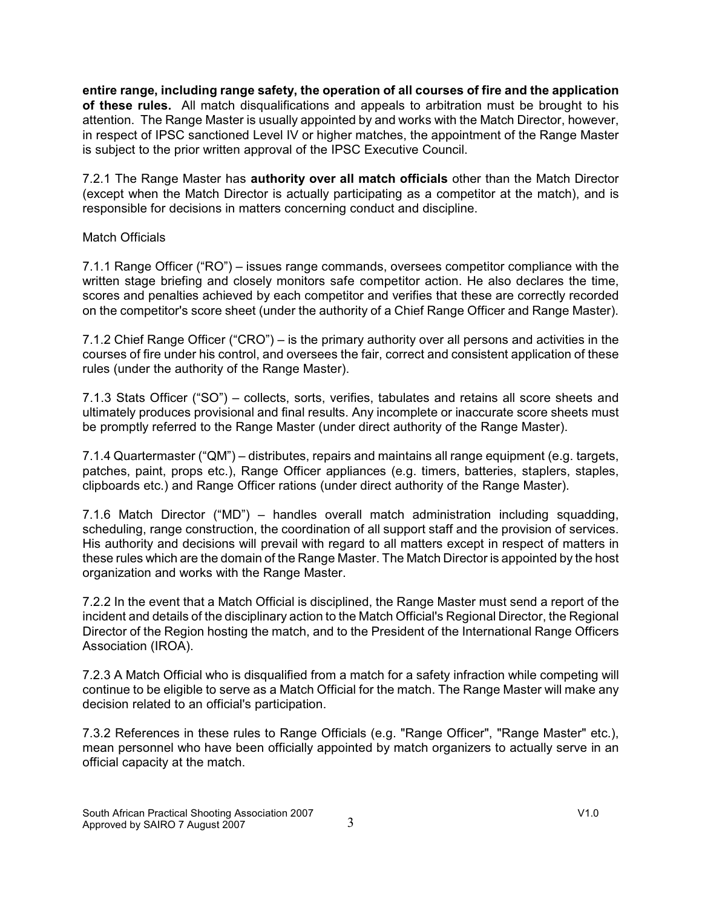**entire range, including range safety, the operation of all courses of fire and the application of these rules.** All match disqualifications and appeals to arbitration must be brought to his attention. The Range Master is usually appointed by and works with the Match Director, however, in respect of IPSC sanctioned Level IV or higher matches, the appointment of the Range Master is subject to the prior written approval of the IPSC Executive Council.

7.2.1 The Range Master has **authority over all match officials** other than the Match Director (except when the Match Director is actually participating as a competitor at the match), and is responsible for decisions in matters concerning conduct and discipline.

Match Officials

7.1.1 Range Officer ("RO") – issues range commands, oversees competitor compliance with the written stage briefing and closely monitors safe competitor action. He also declares the time, scores and penalties achieved by each competitor and verifies that these are correctly recorded on the competitor's score sheet (under the authority of a Chief Range Officer and Range Master).

7.1.2 Chief Range Officer ("CRO") – is the primary authority over all persons and activities in the courses of fire under his control, and oversees the fair, correct and consistent application of these rules (under the authority of the Range Master).

7.1.3 Stats Officer ("SO") – collects, sorts, verifies, tabulates and retains all score sheets and ultimately produces provisional and final results. Any incomplete or inaccurate score sheets must be promptly referred to the Range Master (under direct authority of the Range Master).

7.1.4 Quartermaster ("QM") – distributes, repairs and maintains all range equipment (e.g. targets, patches, paint, props etc.), Range Officer appliances (e.g. timers, batteries, staplers, staples, clipboards etc.) and Range Officer rations (under direct authority of the Range Master).

7.1.6 Match Director ("MD") – handles overall match administration including squadding, scheduling, range construction, the coordination of all support staff and the provision of services. His authority and decisions will prevail with regard to all matters except in respect of matters in these rules which are the domain of the Range Master. The Match Director is appointed by the host organization and works with the Range Master.

7.2.2 In the event that a Match Official is disciplined, the Range Master must send a report of the incident and details of the disciplinary action to the Match Official's Regional Director, the Regional Director of the Region hosting the match, and to the President of the International Range Officers Association (IROA).

7.2.3 A Match Official who is disqualified from a match for a safety infraction while competing will continue to be eligible to serve as a Match Official for the match. The Range Master will make any decision related to an official's participation.

7.3.2 References in these rules to Range Officials (e.g. "Range Officer", "Range Master" etc.), mean personnel who have been officially appointed by match organizers to actually serve in an official capacity at the match.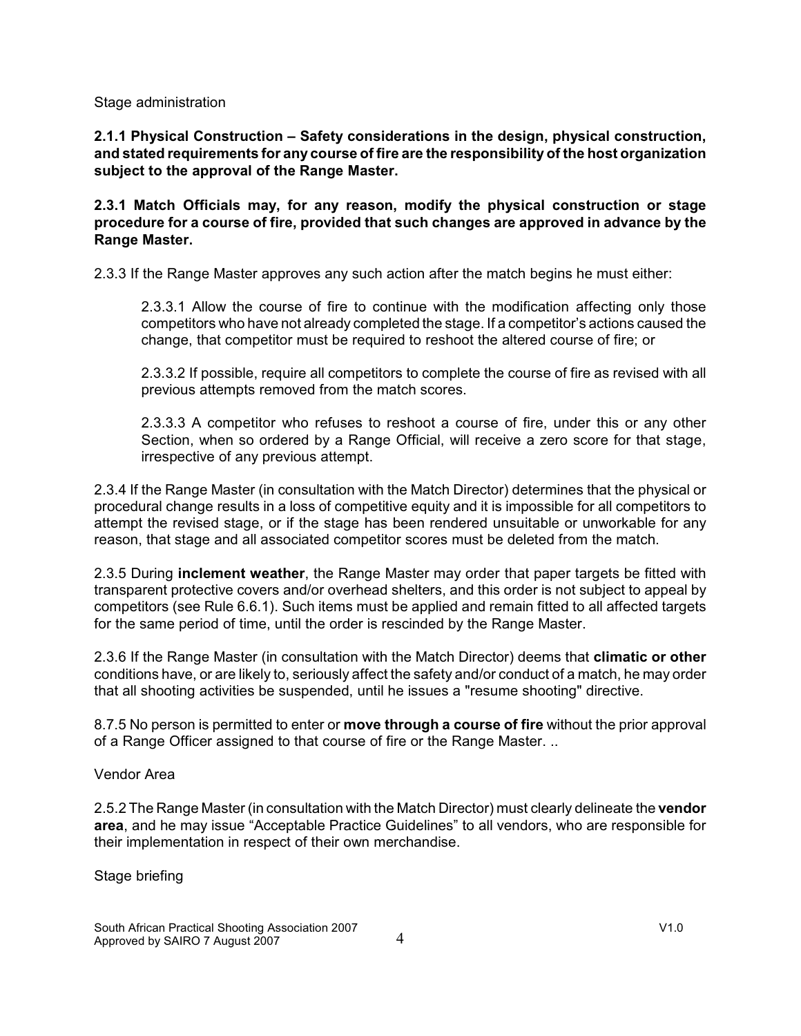Stage administration

**2.1.1 Physical Construction – Safety considerations in the design, physical construction, and stated requirements for any course of fire are the responsibility of the host organization subject to the approval of the Range Master.**

**2.3.1 Match Officials may, for any reason, modify the physical construction or stage procedure for a course of fire, provided that such changes are approved in advance by the Range Master.**

2.3.3 If the Range Master approves any such action after the match begins he must either:

> 2.3.3.1 Allow the course of fire to continue with the modification affecting only those competitors who have not already completed the stage. If a competitor's actions caused the change, that competitor must be required to reshoot the altered course of fire; or
>
> 2.3.3.2 If possible, require all competitors to complete the course of fire as revised with all previous attempts removed from the match scores.
>
> 2.3.3.3 A competitor who refuses to reshoot a course of fire, under this or any other Section, when so ordered by a Range Official, will receive a zero score for that stage, irrespective of any previous attempt.

2.3.4 If the Range Master (in consultation with the Match Director) determines that the physical or procedural change results in a loss of competitive equity and it is impossible for all competitors to attempt the revised stage, or if the stage has been rendered unsuitable or unworkable for any reason, that stage and all associated competitor scores must be deleted from the match.

2.3.5 During **inclement weather**, the Range Master may order that paper targets be fitted with transparent protective covers and/or overhead shelters, and this order is not subject to appeal by competitors (see Rule 6.6.1). Such items must be applied and remain fitted to all affected targets for the same period of time, until the order is rescinded by the Range Master.

2.3.6 If the Range Master (in consultation with the Match Director) deems that **climatic or other** conditions have, or are likely to, seriously affect the safety and/or conduct of a match, he may order that all shooting activities be suspended, until he issues a "resume shooting" directive.

8.7.5 No person is permitted to enter or **move through a course of fire** without the prior approval of a Range Officer assigned to that course of fire or the Range Master. ..

Vendor Area

2.5.2 The Range Master (in consultation with the Match Director) must clearly delineate the **vendor area**, and he may issue "Acceptable Practice Guidelines" to all vendors, who are responsible for their implementation in respect of their own merchandise.

Stage briefing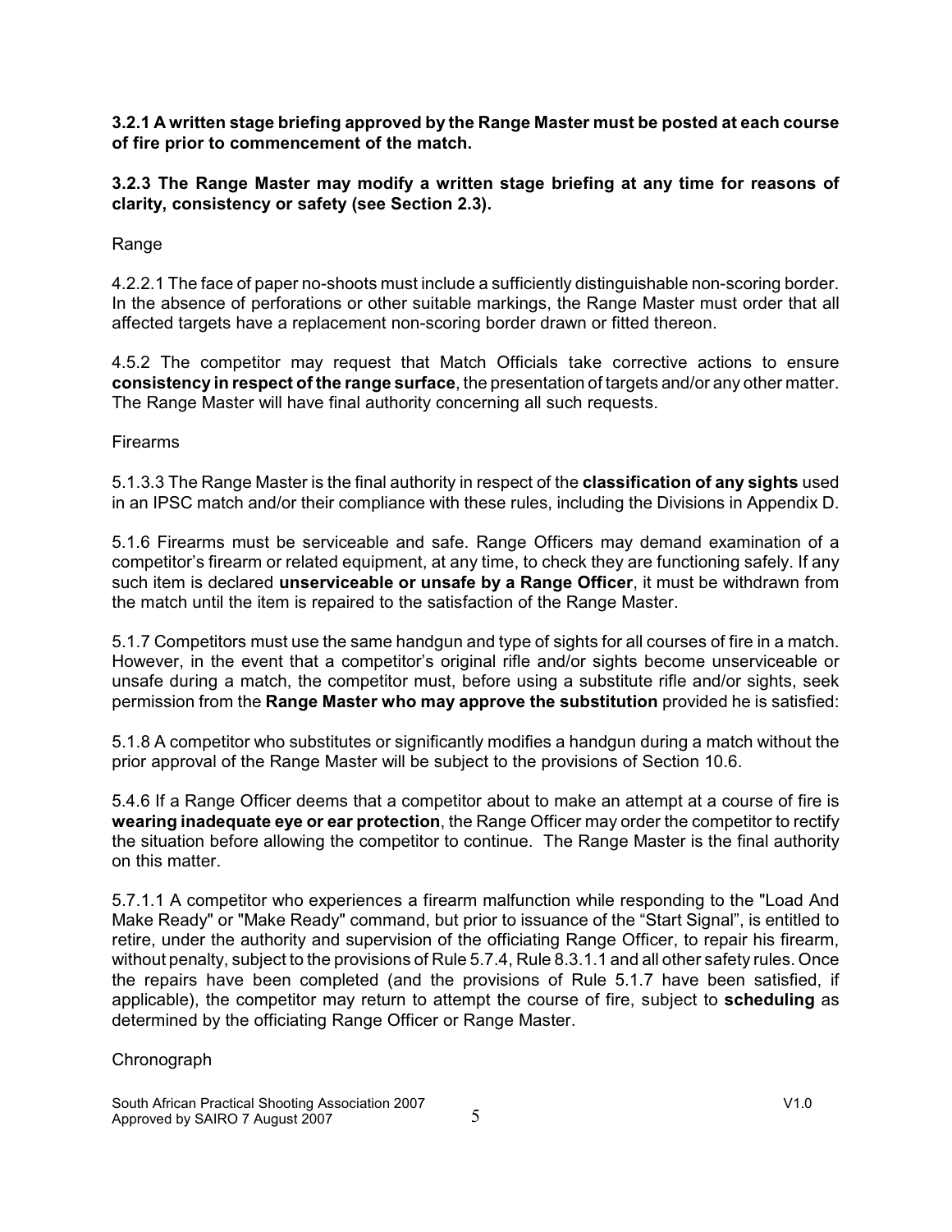**3.2.1 A written stage briefing approved by the Range Master must be posted at each course of fire prior to commencement of the match.**

**3.2.3 The Range Master may modify a written stage briefing at any time for reasons of clarity, consistency or safety (see Section 2.3).**

Range

4.2.2.1 The face of paper no-shoots must include a sufficiently distinguishable non-scoring border. In the absence of perforations or other suitable markings, the Range Master must order that all affected targets have a replacement non-scoring border drawn or fitted thereon.

4.5.2 The competitor may request that Match Officials take corrective actions to ensure **consistency in respect of the range surface**, the presentation of targets and/or any other matter. The Range Master will have final authority concerning all such requests.

Firearms

5.1.3.3 The Range Master is the final authority in respect of the **classification of any sights** used in an IPSC match and/or their compliance with these rules, including the Divisions in Appendix D.

5.1.6 Firearms must be serviceable and safe. Range Officers may demand examination of a competitor's firearm or related equipment, at any time, to check they are functioning safely. If any such item is declared **unserviceable or unsafe by a Range Officer**, it must be withdrawn from the match until the item is repaired to the satisfaction of the Range Master.

5.1.7 Competitors must use the same handgun and type of sights for all courses of fire in a match. However, in the event that a competitor's original rifle and/or sights become unserviceable or unsafe during a match, the competitor must, before using a substitute rifle and/or sights, seek permission from the **Range Master who may approve the substitution** provided he is satisfied:

5.1.8 A competitor who substitutes or significantly modifies a handgun during a match without the prior approval of the Range Master will be subject to the provisions of Section 10.6.

5.4.6 If a Range Officer deems that a competitor about to make an attempt at a course of fire is **wearing inadequate eye or ear protection**, the Range Officer may order the competitor to rectify the situation before allowing the competitor to continue. The Range Master is the final authority on this matter.

5.7.1.1 A competitor who experiences a firearm malfunction while responding to the "Load And Make Ready" or "Make Ready" command, but prior to issuance of the "Start Signal", is entitled to retire, under the authority and supervision of the officiating Range Officer, to repair his firearm, without penalty, subject to the provisions of Rule 5.7.4, Rule 8.3.1.1 and all other safety rules. Once the repairs have been completed (and the provisions of Rule 5.1.7 have been satisfied, if applicable), the competitor may return to attempt the course of fire, subject to **scheduling** as determined by the officiating Range Officer or Range Master.

Chronograph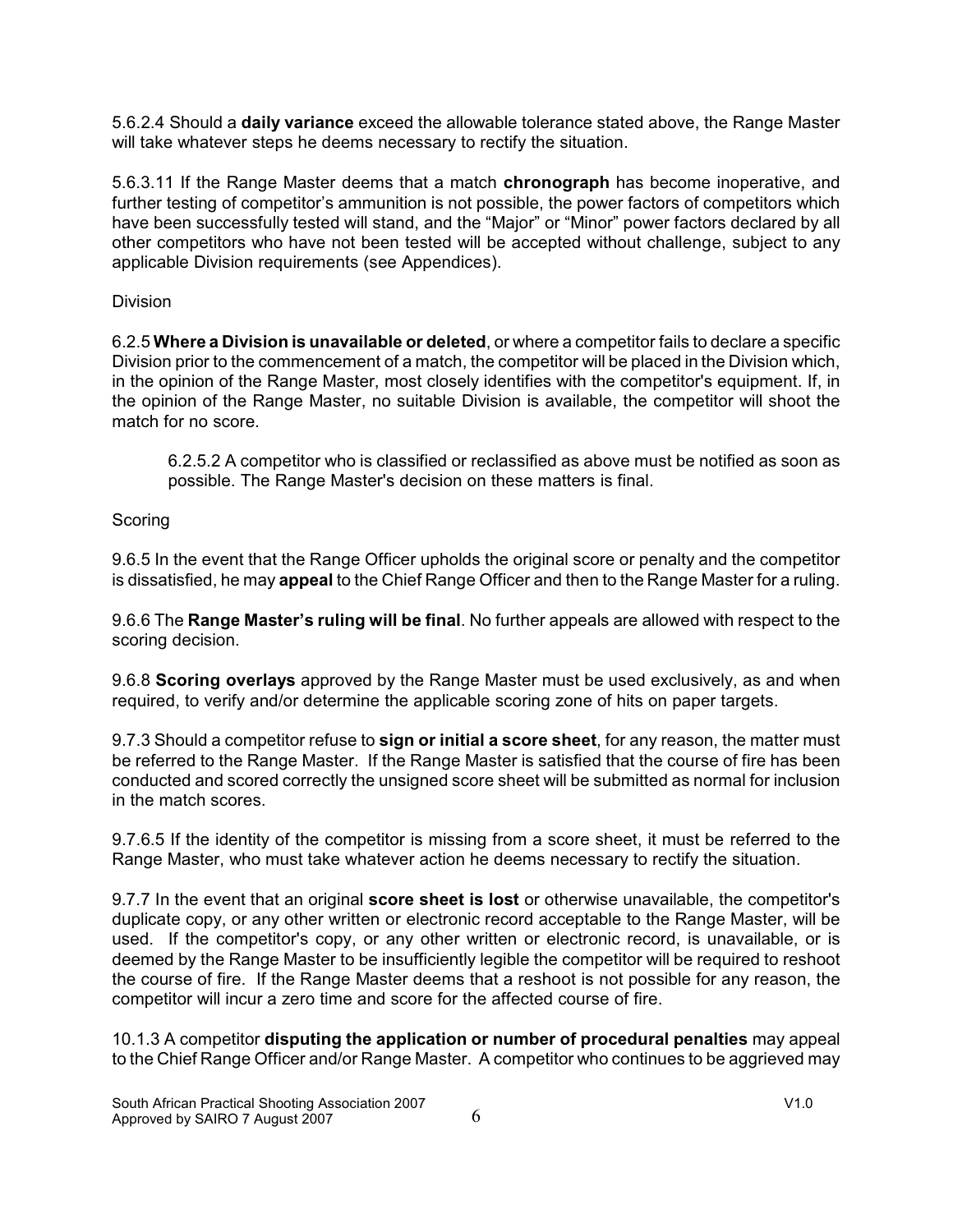5.6.2.4 Should a **daily variance** exceed the allowable tolerance stated above, the Range Master will take whatever steps he deems necessary to rectify the situation.

5.6.3.11 If the Range Master deems that a match **chronograph** has become inoperative, and further testing of competitor's ammunition is not possible, the power factors of competitors which have been successfully tested will stand, and the "Major" or "Minor" power factors declared by all other competitors who have not been tested will be accepted without challenge, subject to any applicable Division requirements (see Appendices).

Division

6.2.5 **Where a Division is unavailable or deleted**, or where a competitor fails to declare a specific Division prior to the commencement of a match, the competitor will be placed in the Division which, in the opinion of the Range Master, most closely identifies with the competitor's equipment. If, in the opinion of the Range Master, no suitable Division is available, the competitor will shoot the match for no score.

> 6.2.5.2 A competitor who is classified or reclassified as above must be notified as soon as possible. The Range Master's decision on these matters is final.

Scoring

9.6.5 In the event that the Range Officer upholds the original score or penalty and the competitor is dissatisfied, he may **appeal** to the Chief Range Officer and then to the Range Master for a ruling.

9.6.6 The **Range Master's ruling will be final**. No further appeals are allowed with respect to the scoring decision.

9.6.8 **Scoring overlays** approved by the Range Master must be used exclusively, as and when required, to verify and/or determine the applicable scoring zone of hits on paper targets.

9.7.3 Should a competitor refuse to **sign or initial a score sheet**, for any reason, the matter must be referred to the Range Master. If the Range Master is satisfied that the course of fire has been conducted and scored correctly the unsigned score sheet will be submitted as normal for inclusion in the match scores.

9.7.6.5 If the identity of the competitor is missing from a score sheet, it must be referred to the Range Master, who must take whatever action he deems necessary to rectify the situation.

9.7.7 In the event that an original **score sheet is lost** or otherwise unavailable, the competitor's duplicate copy, or any other written or electronic record acceptable to the Range Master, will be used. If the competitor's copy, or any other written or electronic record, is unavailable, or is deemed by the Range Master to be insufficiently legible the competitor will be required to reshoot the course of fire. If the Range Master deems that a reshoot is not possible for any reason, the competitor will incur a zero time and score for the affected course of fire.

10.1.3 A competitor **disputing the application or number of procedural penalties** may appeal to the Chief Range Officer and/or Range Master. A competitor who continues to be aggrieved may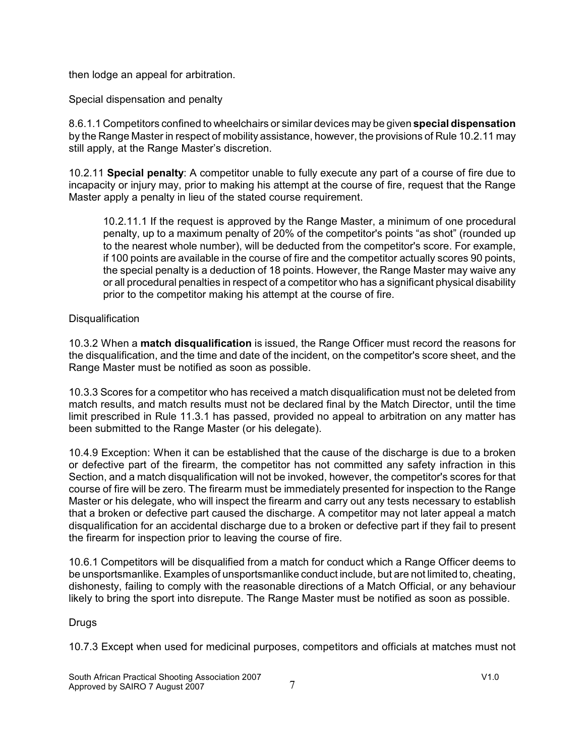then lodge an appeal for arbitration.

Special dispensation and penalty

8.6.1.1 Competitors confined to wheelchairs or similar devices may be given **special dispensation** by the Range Master in respect of mobility assistance, however, the provisions of Rule 10.2.11 may still apply, at the Range Master's discretion.

10.2.11 **Special penalty**: A competitor unable to fully execute any part of a course of fire due to incapacity or injury may, prior to making his attempt at the course of fire, request that the Range Master apply a penalty in lieu of the stated course requirement.

> 10.2.11.1 If the request is approved by the Range Master, a minimum of one procedural penalty, up to a maximum penalty of 20% of the competitor's points "as shot" (rounded up to the nearest whole number), will be deducted from the competitor's score. For example, if 100 points are available in the course of fire and the competitor actually scores 90 points, the special penalty is a deduction of 18 points. However, the Range Master may waive any or all procedural penalties in respect of a competitor who has a significant physical disability prior to the competitor making his attempt at the course of fire.

Disqualification

10.3.2 When a **match disqualification** is issued, the Range Officer must record the reasons for the disqualification, and the time and date of the incident, on the competitor's score sheet, and the Range Master must be notified as soon as possible.

10.3.3 Scores for a competitor who has received a match disqualification must not be deleted from match results, and match results must not be declared final by the Match Director, until the time limit prescribed in Rule 11.3.1 has passed, provided no appeal to arbitration on any matter has been submitted to the Range Master (or his delegate).

10.4.9 Exception: When it can be established that the cause of the discharge is due to a broken or defective part of the firearm, the competitor has not committed any safety infraction in this Section, and a match disqualification will not be invoked, however, the competitor's scores for that course of fire will be zero. The firearm must be immediately presented for inspection to the Range Master or his delegate, who will inspect the firearm and carry out any tests necessary to establish that a broken or defective part caused the discharge. A competitor may not later appeal a match disqualification for an accidental discharge due to a broken or defective part if they fail to present the firearm for inspection prior to leaving the course of fire.

10.6.1 Competitors will be disqualified from a match for conduct which a Range Officer deems to be unsportsmanlike. Examples of unsportsmanlike conduct include, but are not limited to, cheating, dishonesty, failing to comply with the reasonable directions of a Match Official, or any behaviour likely to bring the sport into disrepute. The Range Master must be notified as soon as possible.

Drugs

10.7.3 Except when used for medicinal purposes, competitors and officials at matches must not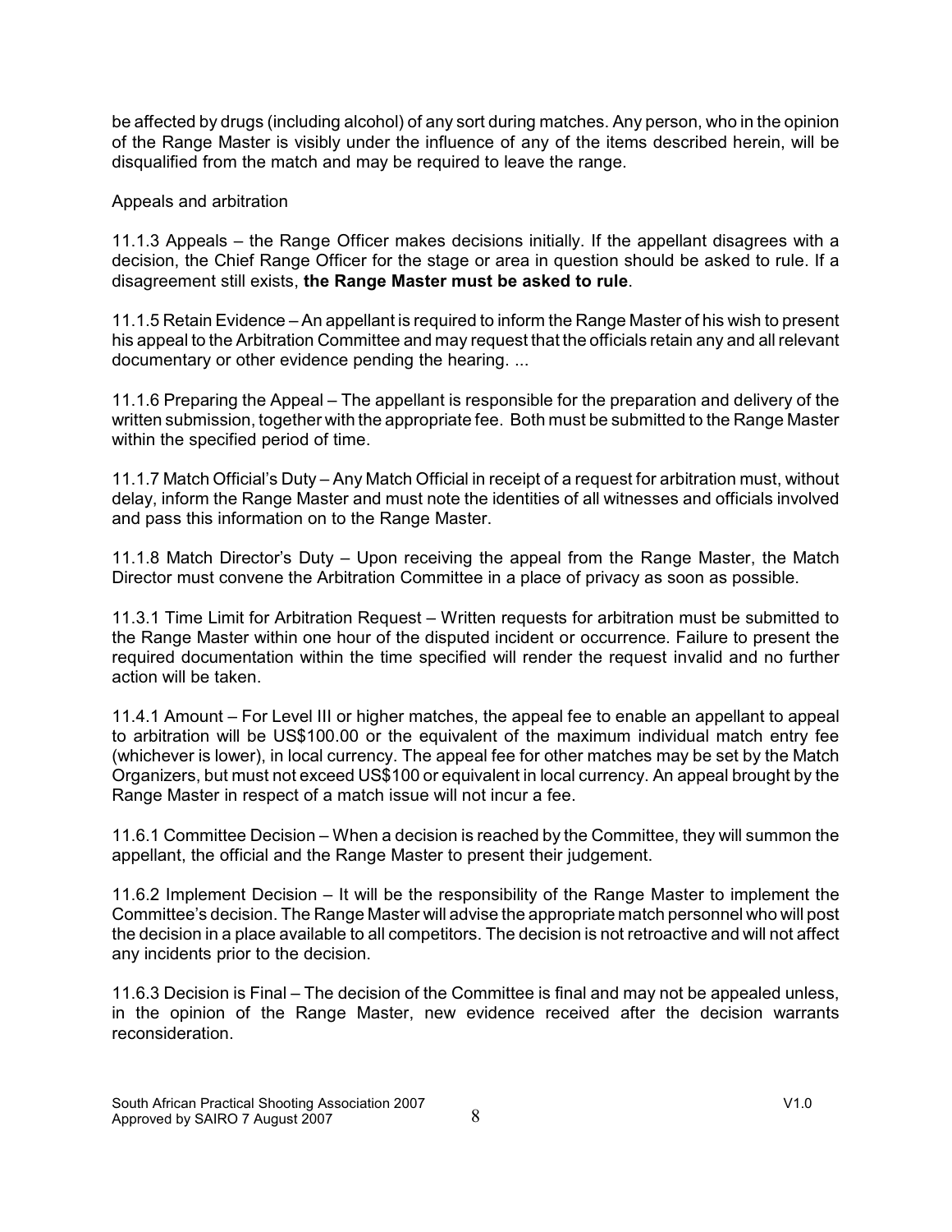be affected by drugs (including alcohol) of any sort during matches. Any person, who in the opinion of the Range Master is visibly under the influence of any of the items described herein, will be disqualified from the match and may be required to leave the range.

Appeals and arbitration

11.1.3 Appeals – the Range Officer makes decisions initially. If the appellant disagrees with a decision, the Chief Range Officer for the stage or area in question should be asked to rule. If a disagreement still exists, **the Range Master must be asked to rule**.

11.1.5 Retain Evidence – An appellant is required to inform the Range Master of his wish to present his appeal to the Arbitration Committee and may request that the officials retain any and all relevant documentary or other evidence pending the hearing. ...

11.1.6 Preparing the Appeal – The appellant is responsible for the preparation and delivery of the written submission, together with the appropriate fee. Both must be submitted to the Range Master within the specified period of time.

11.1.7 Match Official's Duty – Any Match Official in receipt of a request for arbitration must, without delay, inform the Range Master and must note the identities of all witnesses and officials involved and pass this information on to the Range Master.

11.1.8 Match Director's Duty – Upon receiving the appeal from the Range Master, the Match Director must convene the Arbitration Committee in a place of privacy as soon as possible.

11.3.1 Time Limit for Arbitration Request – Written requests for arbitration must be submitted to the Range Master within one hour of the disputed incident or occurrence. Failure to present the required documentation within the time specified will render the request invalid and no further action will be taken.

11.4.1 Amount – For Level III or higher matches, the appeal fee to enable an appellant to appeal to arbitration will be US$100.00 or the equivalent of the maximum individual match entry fee (whichever is lower), in local currency. The appeal fee for other matches may be set by the Match Organizers, but must not exceed US$100 or equivalent in local currency. An appeal brought by the Range Master in respect of a match issue will not incur a fee.

11.6.1 Committee Decision – When a decision is reached by the Committee, they will summon the appellant, the official and the Range Master to present their judgement.

11.6.2 Implement Decision – It will be the responsibility of the Range Master to implement the Committee's decision. The Range Master will advise the appropriate match personnel who will post the decision in a place available to all competitors. The decision is not retroactive and will not affect any incidents prior to the decision.

11.6.3 Decision is Final – The decision of the Committee is final and may not be appealed unless, in the opinion of the Range Master, new evidence received after the decision warrants reconsideration.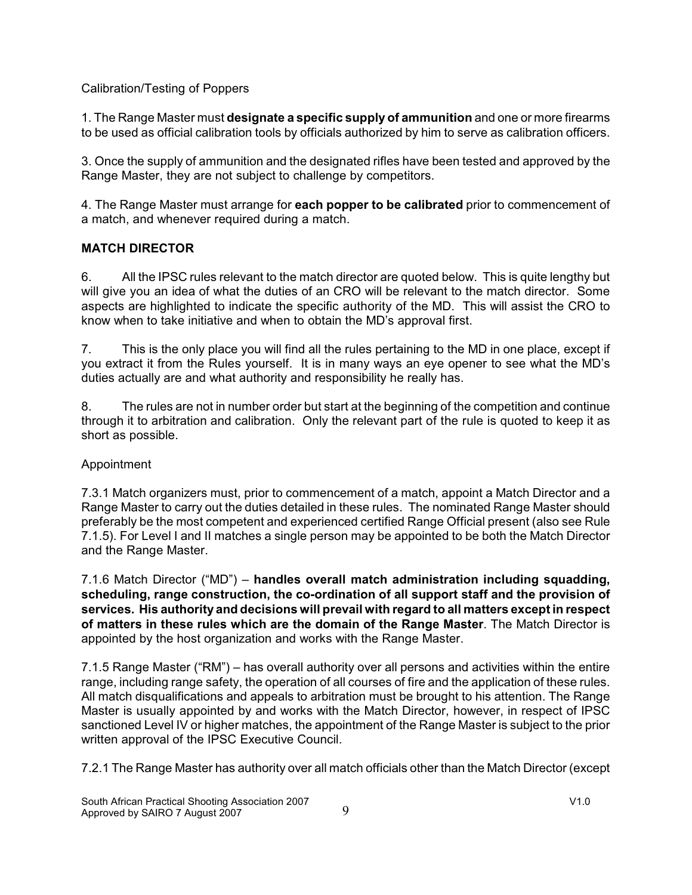Calibration/Testing of Poppers

1. The Range Master must **designate a specific supply of ammunition** and one or more firearms to be used as official calibration tools by officials authorized by him to serve as calibration officers.

3. Once the supply of ammunition and the designated rifles have been tested and approved by the Range Master, they are not subject to challenge by competitors.

4. The Range Master must arrange for **each popper to be calibrated** prior to commencement of a match, and whenever required during a match.

## MATCH DIRECTOR

6. All the IPSC rules relevant to the match director are quoted below. This is quite lengthy but will give you an idea of what the duties of an CRO will be relevant to the match director. Some aspects are highlighted to indicate the specific authority of the MD. This will assist the CRO to know when to take initiative and when to obtain the MD's approval first.

7. This is the only place you will find all the rules pertaining to the MD in one place, except if you extract it from the Rules yourself. It is in many ways an eye opener to see what the MD's duties actually are and what authority and responsibility he really has.

8. The rules are not in number order but start at the beginning of the competition and continue through it to arbitration and calibration. Only the relevant part of the rule is quoted to keep it as short as possible.

Appointment

7.3.1 Match organizers must, prior to commencement of a match, appoint a Match Director and a Range Master to carry out the duties detailed in these rules. The nominated Range Master should preferably be the most competent and experienced certified Range Official present (also see Rule 7.1.5). For Level I and II matches a single person may be appointed to be both the Match Director and the Range Master.

7.1.6 Match Director ("MD") – **handles overall match administration including squadding, scheduling, range construction, the co-ordination of all support staff and the provision of services. His authority and decisions will prevail with regard to all matters except in respect of matters in these rules which are the domain of the Range Master**. The Match Director is appointed by the host organization and works with the Range Master.

7.1.5 Range Master ("RM") – has overall authority over all persons and activities within the entire range, including range safety, the operation of all courses of fire and the application of these rules. All match disqualifications and appeals to arbitration must be brought to his attention. The Range Master is usually appointed by and works with the Match Director, however, in respect of IPSC sanctioned Level IV or higher matches, the appointment of the Range Master is subject to the prior written approval of the IPSC Executive Council.

7.2.1 The Range Master has authority over all match officials other than the Match Director (except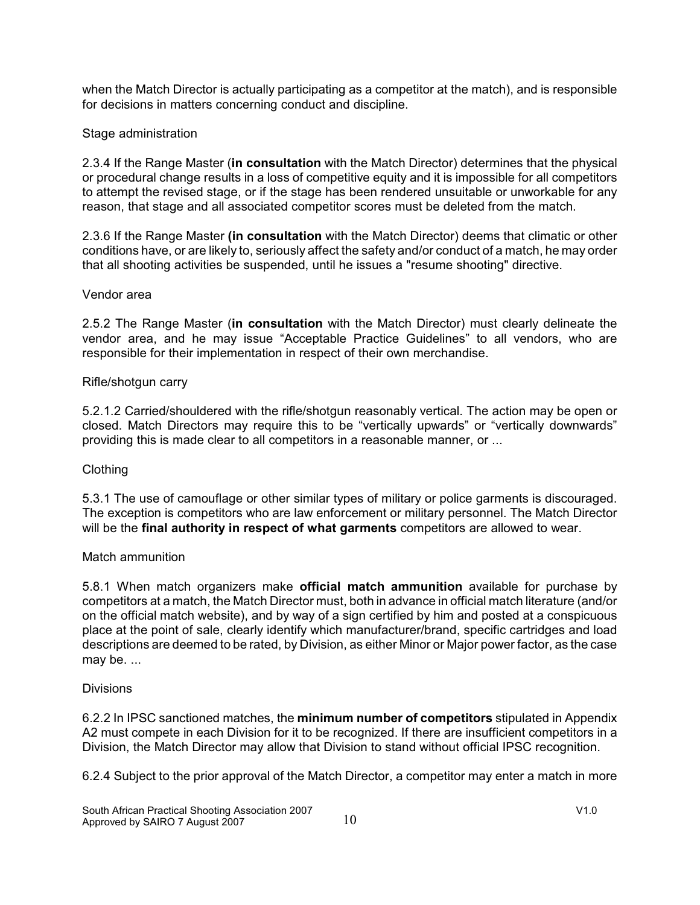when the Match Director is actually participating as a competitor at the match), and is responsible for decisions in matters concerning conduct and discipline.

Stage administration

2.3.4 If the Range Master (**in consultation** with the Match Director) determines that the physical or procedural change results in a loss of competitive equity and it is impossible for all competitors to attempt the revised stage, or if the stage has been rendered unsuitable or unworkable for any reason, that stage and all associated competitor scores must be deleted from the match.

2.3.6 If the Range Master **(in consultation** with the Match Director) deems that climatic or other conditions have, or are likely to, seriously affect the safety and/or conduct of a match, he may order that all shooting activities be suspended, until he issues a "resume shooting" directive.

Vendor area

2.5.2 The Range Master (**in consultation** with the Match Director) must clearly delineate the vendor area, and he may issue "Acceptable Practice Guidelines" to all vendors, who are responsible for their implementation in respect of their own merchandise.

Rifle/shotgun carry

5.2.1.2 Carried/shouldered with the rifle/shotgun reasonably vertical. The action may be open or closed. Match Directors may require this to be "vertically upwards" or "vertically downwards" providing this is made clear to all competitors in a reasonable manner, or ...

Clothing

5.3.1 The use of camouflage or other similar types of military or police garments is discouraged. The exception is competitors who are law enforcement or military personnel. The Match Director will be the **final authority in respect of what garments** competitors are allowed to wear.

Match ammunition

5.8.1 When match organizers make **official match ammunition** available for purchase by competitors at a match, the Match Director must, both in advance in official match literature (and/or on the official match website), and by way of a sign certified by him and posted at a conspicuous place at the point of sale, clearly identify which manufacturer/brand, specific cartridges and load descriptions are deemed to be rated, by Division, as either Minor or Major power factor, as the case may be. ...

Divisions

6.2.2 In IPSC sanctioned matches, the **minimum number of competitors** stipulated in Appendix A2 must compete in each Division for it to be recognized. If there are insufficient competitors in a Division, the Match Director may allow that Division to stand without official IPSC recognition.

6.2.4 Subject to the prior approval of the Match Director, a competitor may enter a match in more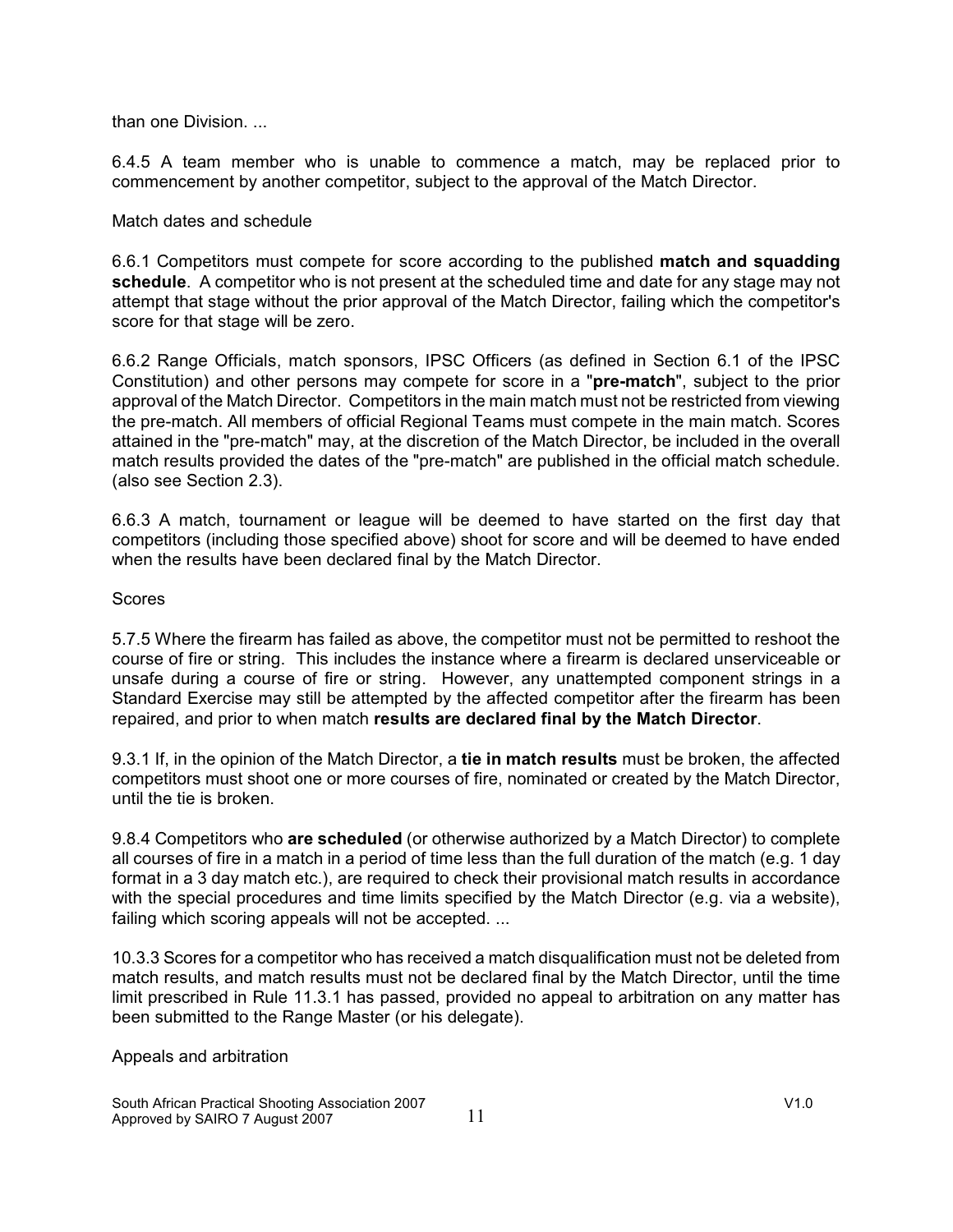than one Division. ...

6.4.5 A team member who is unable to commence a match, may be replaced prior to commencement by another competitor, subject to the approval of the Match Director.

Match dates and schedule

6.6.1 Competitors must compete for score according to the published **match and squadding schedule**. A competitor who is not present at the scheduled time and date for any stage may not attempt that stage without the prior approval of the Match Director, failing which the competitor's score for that stage will be zero.

6.6.2 Range Officials, match sponsors, IPSC Officers (as defined in Section 6.1 of the IPSC Constitution) and other persons may compete for score in a "**pre-match**", subject to the prior approval of the Match Director. Competitors in the main match must not be restricted from viewing the pre-match. All members of official Regional Teams must compete in the main match. Scores attained in the "pre-match" may, at the discretion of the Match Director, be included in the overall match results provided the dates of the "pre-match" are published in the official match schedule. (also see Section 2.3).

6.6.3 A match, tournament or league will be deemed to have started on the first day that competitors (including those specified above) shoot for score and will be deemed to have ended when the results have been declared final by the Match Director.

Scores

5.7.5 Where the firearm has failed as above, the competitor must not be permitted to reshoot the course of fire or string. This includes the instance where a firearm is declared unserviceable or unsafe during a course of fire or string. However, any unattempted component strings in a Standard Exercise may still be attempted by the affected competitor after the firearm has been repaired, and prior to when match **results are declared final by the Match Director**.

9.3.1 If, in the opinion of the Match Director, a **tie in match results** must be broken, the affected competitors must shoot one or more courses of fire, nominated or created by the Match Director, until the tie is broken.

9.8.4 Competitors who **are scheduled** (or otherwise authorized by a Match Director) to complete all courses of fire in a match in a period of time less than the full duration of the match (e.g. 1 day format in a 3 day match etc.), are required to check their provisional match results in accordance with the special procedures and time limits specified by the Match Director (e.g. via a website), failing which scoring appeals will not be accepted. ...

10.3.3 Scores for a competitor who has received a match disqualification must not be deleted from match results, and match results must not be declared final by the Match Director, until the time limit prescribed in Rule 11.3.1 has passed, provided no appeal to arbitration on any matter has been submitted to the Range Master (or his delegate).

Appeals and arbitration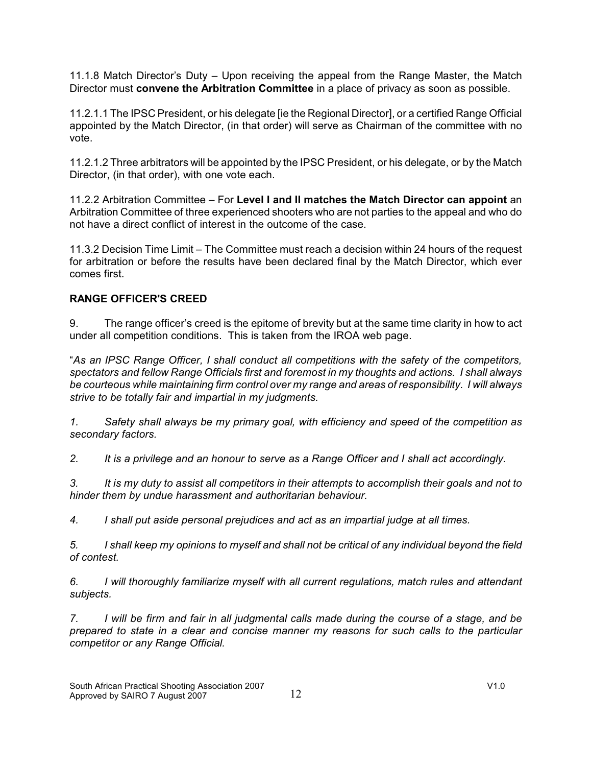11.1.8 Match Director's Duty – Upon receiving the appeal from the Range Master, the Match Director must **convene the Arbitration Committee** in a place of privacy as soon as possible.

11.2.1.1 The IPSC President, or his delegate [ie the Regional Director], or a certified Range Official appointed by the Match Director, (in that order) will serve as Chairman of the committee with no vote.

11.2.1.2 Three arbitrators will be appointed by the IPSC President, or his delegate, or by the Match Director, (in that order), with one vote each.

11.2.2 Arbitration Committee – For **Level I and II matches the Match Director can appoint** an Arbitration Committee of three experienced shooters who are not parties to the appeal and who do not have a direct conflict of interest in the outcome of the case.

11.3.2 Decision Time Limit – The Committee must reach a decision within 24 hours of the request for arbitration or before the results have been declared final by the Match Director, which ever comes first.

**RANGE OFFICER'S CREED**

9. The range officer's creed is the epitome of brevity but at the same time clarity in how to act under all competition conditions. This is taken from the IROA web page.

"*As an IPSC Range Officer, I shall conduct all competitions with the safety of the competitors, spectators and fellow Range Officials first and foremost in my thoughts and actions. I shall always be courteous while maintaining firm control over my range and areas of responsibility. I will always strive to be totally fair and impartial in my judgments.*

*1. Safety shall always be my primary goal, with efficiency and speed of the competition as secondary factors.*

*2. It is a privilege and an honour to serve as a Range Officer and I shall act accordingly.*

*3. It is my duty to assist all competitors in their attempts to accomplish their goals and not to hinder them by undue harassment and authoritarian behaviour.*

*4. I shall put aside personal prejudices and act as an impartial judge at all times.*

*5. I shall keep my opinions to myself and shall not be critical of any individual beyond the field of contest.*

*6. I will thoroughly familiarize myself with all current regulations, match rules and attendant subjects.*

*7. I will be firm and fair in all judgmental calls made during the course of a stage, and be prepared to state in a clear and concise manner my reasons for such calls to the particular competitor or any Range Official.*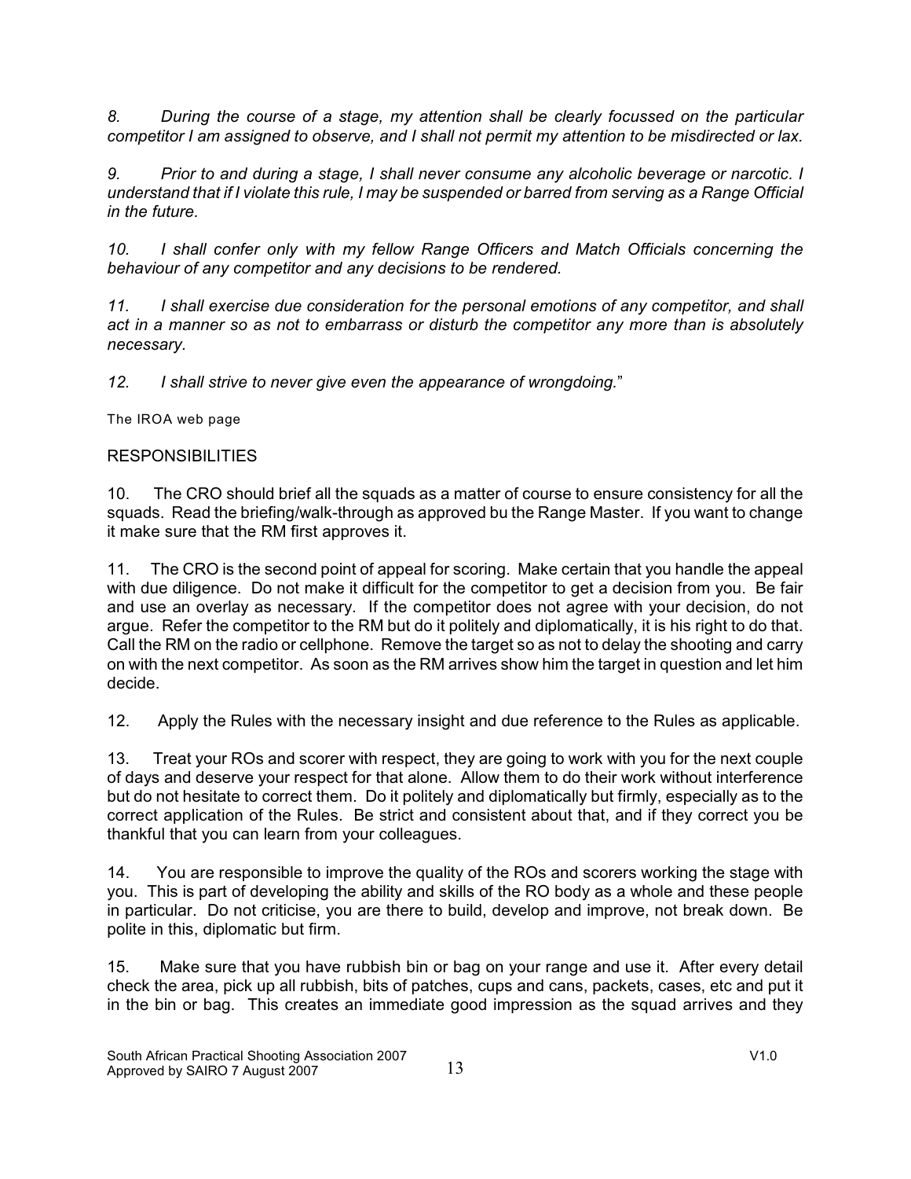*8. During the course of a stage, my attention shall be clearly focussed on the particular competitor I am assigned to observe, and I shall not permit my attention to be misdirected or lax.*

*9. Prior to and during a stage, I shall never consume any alcoholic beverage or narcotic. I understand that if I violate this rule, I may be suspended or barred from serving as a Range Official in the future.*

*10. I shall confer only with my fellow Range Officers and Match Officials concerning the behaviour of any competitor and any decisions to be rendered.*

*11. I shall exercise due consideration for the personal emotions of any competitor, and shall act in a manner so as not to embarrass or disturb the competitor any more than is absolutely necessary.*

*12. I shall strive to never give even the appearance of wrongdoing.*"

The IROA web page

RESPONSIBILITIES

10. The CRO should brief all the squads as a matter of course to ensure consistency for all the squads. Read the briefing/walk-through as approved bu the Range Master. If you want to change it make sure that the RM first approves it.

11. The CRO is the second point of appeal for scoring. Make certain that you handle the appeal with due diligence. Do not make it difficult for the competitor to get a decision from you. Be fair and use an overlay as necessary. If the competitor does not agree with your decision, do not argue. Refer the competitor to the RM but do it politely and diplomatically, it is his right to do that. Call the RM on the radio or cellphone. Remove the target so as not to delay the shooting and carry on with the next competitor. As soon as the RM arrives show him the target in question and let him decide.

12. Apply the Rules with the necessary insight and due reference to the Rules as applicable.

13. Treat your ROs and scorer with respect, they are going to work with you for the next couple of days and deserve your respect for that alone. Allow them to do their work without interference but do not hesitate to correct them. Do it politely and diplomatically but firmly, especially as to the correct application of the Rules. Be strict and consistent about that, and if they correct you be thankful that you can learn from your colleagues.

14. You are responsible to improve the quality of the ROs and scorers working the stage with you. This is part of developing the ability and skills of the RO body as a whole and these people in particular. Do not criticise, you are there to build, develop and improve, not break down. Be polite in this, diplomatic but firm.

15. Make sure that you have rubbish bin or bag on your range and use it. After every detail check the area, pick up all rubbish, bits of patches, cups and cans, packets, cases, etc and put it in the bin or bag. This creates an immediate good impression as the squad arrives and they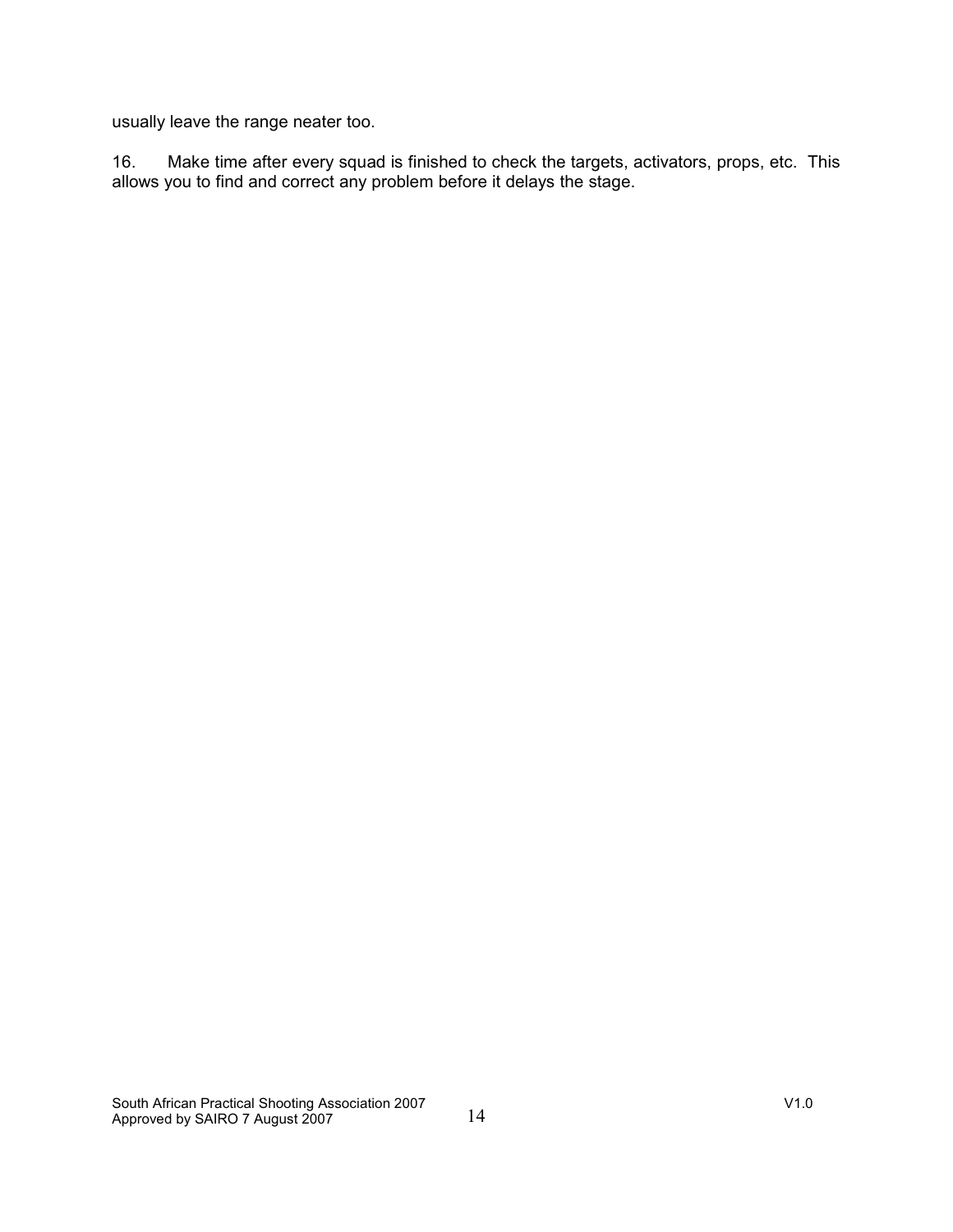usually leave the range neater too.

16. Make time after every squad is finished to check the targets, activators, props, etc. This allows you to find and correct any problem before it delays the stage.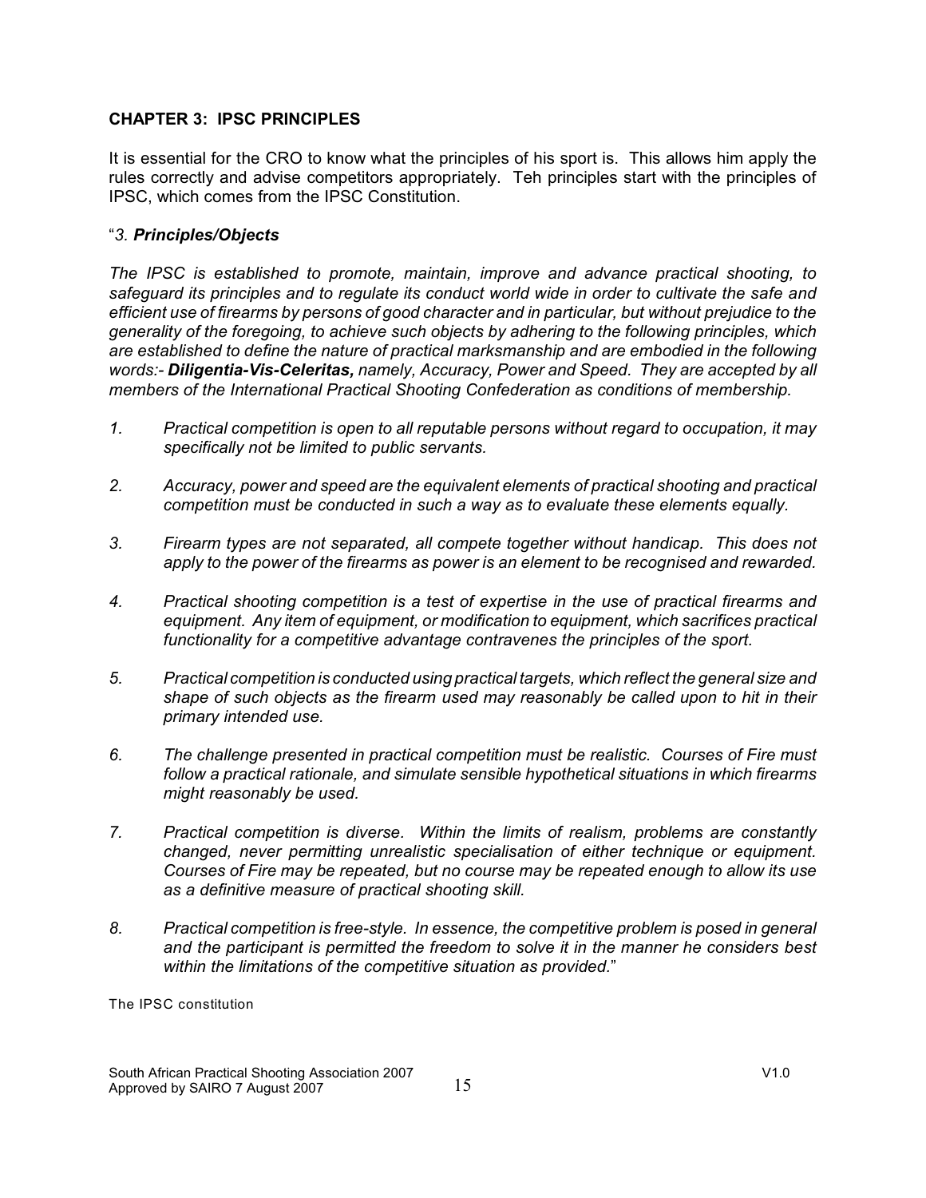## CHAPTER 3: IPSC PRINCIPLES

It is essential for the CRO to know what the principles of his sport is. This allows him apply the rules correctly and advise competitors appropriately. Teh principles start with the principles of IPSC, which comes from the IPSC Constitution.

"*3. **Principles/Objects***

*The IPSC is established to promote, maintain, improve and advance practical shooting, to safeguard its principles and to regulate its conduct world wide in order to cultivate the safe and efficient use of firearms by persons of good character and in particular, but without prejudice to the generality of the foregoing, to achieve such objects by adhering to the following principles, which are established to define the nature of practical marksmanship and are embodied in the following words:- **Diligentia-Vis-Celeritas,** namely, Accuracy, Power and Speed. They are accepted by all members of the International Practical Shooting Confederation as conditions of membership.*

1. *Practical competition is open to all reputable persons without regard to occupation, it may specifically not be limited to public servants.*
2. *Accuracy, power and speed are the equivalent elements of practical shooting and practical competition must be conducted in such a way as to evaluate these elements equally.*
3. *Firearm types are not separated, all compete together without handicap. This does not apply to the power of the firearms as power is an element to be recognised and rewarded.*
4. *Practical shooting competition is a test of expertise in the use of practical firearms and equipment. Any item of equipment, or modification to equipment, which sacrifices practical functionality for a competitive advantage contravenes the principles of the sport.*
5. *Practical competition is conducted using practical targets, which reflect the general size and shape of such objects as the firearm used may reasonably be called upon to hit in their primary intended use.*
6. *The challenge presented in practical competition must be realistic. Courses of Fire must follow a practical rationale, and simulate sensible hypothetical situations in which firearms might reasonably be used.*
7. *Practical competition is diverse. Within the limits of realism, problems are constantly changed, never permitting unrealistic specialisation of either technique or equipment. Courses of Fire may be repeated, but no course may be repeated enough to allow its use as a definitive measure of practical shooting skill.*
8. *Practical competition is free-style. In essence, the competitive problem is posed in general and the participant is permitted the freedom to solve it in the manner he considers best within the limitations of the competitive situation as provided.*"

The IPSC constitution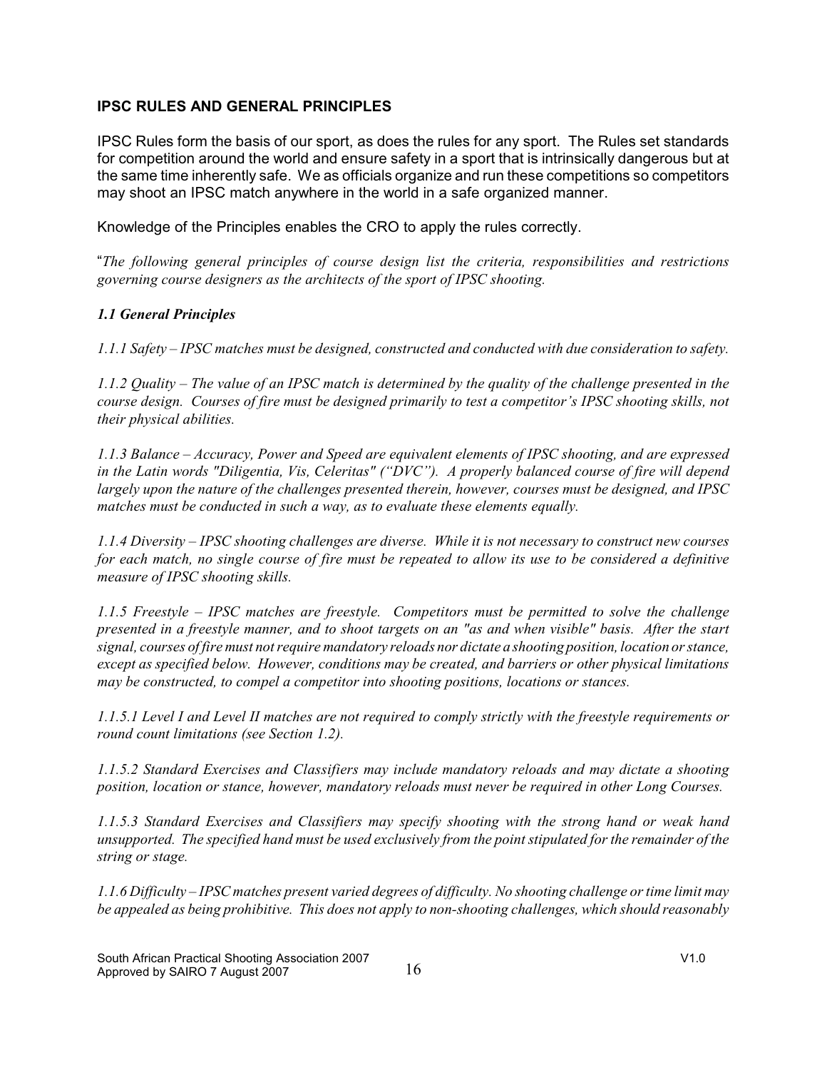## IPSC RULES AND GENERAL PRINCIPLES

IPSC Rules form the basis of our sport, as does the rules for any sport. The Rules set standards for competition around the world and ensure safety in a sport that is intrinsically dangerous but at the same time inherently safe. We as officials organize and run these competitions so competitors may shoot an IPSC match anywhere in the world in a safe organized manner.

Knowledge of the Principles enables the CRO to apply the rules correctly.

"*The following general principles of course design list the criteria, responsibilities and restrictions governing course designers as the architects of the sport of IPSC shooting.*

***1.1 General Principles***

*1.1.1 Safety – IPSC matches must be designed, constructed and conducted with due consideration to safety.*

*1.1.2 Quality – The value of an IPSC match is determined by the quality of the challenge presented in the course design. Courses of fire must be designed primarily to test a competitor's IPSC shooting skills, not their physical abilities.*

*1.1.3 Balance – Accuracy, Power and Speed are equivalent elements of IPSC shooting, and are expressed in the Latin words "Diligentia, Vis, Celeritas" ("DVC"). A properly balanced course of fire will depend largely upon the nature of the challenges presented therein, however, courses must be designed, and IPSC matches must be conducted in such a way, as to evaluate these elements equally.*

*1.1.4 Diversity – IPSC shooting challenges are diverse. While it is not necessary to construct new courses for each match, no single course of fire must be repeated to allow its use to be considered a definitive measure of IPSC shooting skills.*

*1.1.5 Freestyle – IPSC matches are freestyle. Competitors must be permitted to solve the challenge presented in a freestyle manner, and to shoot targets on an "as and when visible" basis. After the start signal, courses of fire must not require mandatory reloads nor dictate a shooting position, location or stance, except as specified below. However, conditions may be created, and barriers or other physical limitations may be constructed, to compel a competitor into shooting positions, locations or stances.*

*1.1.5.1 Level I and Level II matches are not required to comply strictly with the freestyle requirements or round count limitations (see Section 1.2).*

*1.1.5.2 Standard Exercises and Classifiers may include mandatory reloads and may dictate a shooting position, location or stance, however, mandatory reloads must never be required in other Long Courses.*

*1.1.5.3 Standard Exercises and Classifiers may specify shooting with the strong hand or weak hand unsupported. The specified hand must be used exclusively from the point stipulated for the remainder of the string or stage.*

*1.1.6 Difficulty – IPSC matches present varied degrees of difficulty. No shooting challenge or time limit may be appealed as being prohibitive. This does not apply to non-shooting challenges, which should reasonably*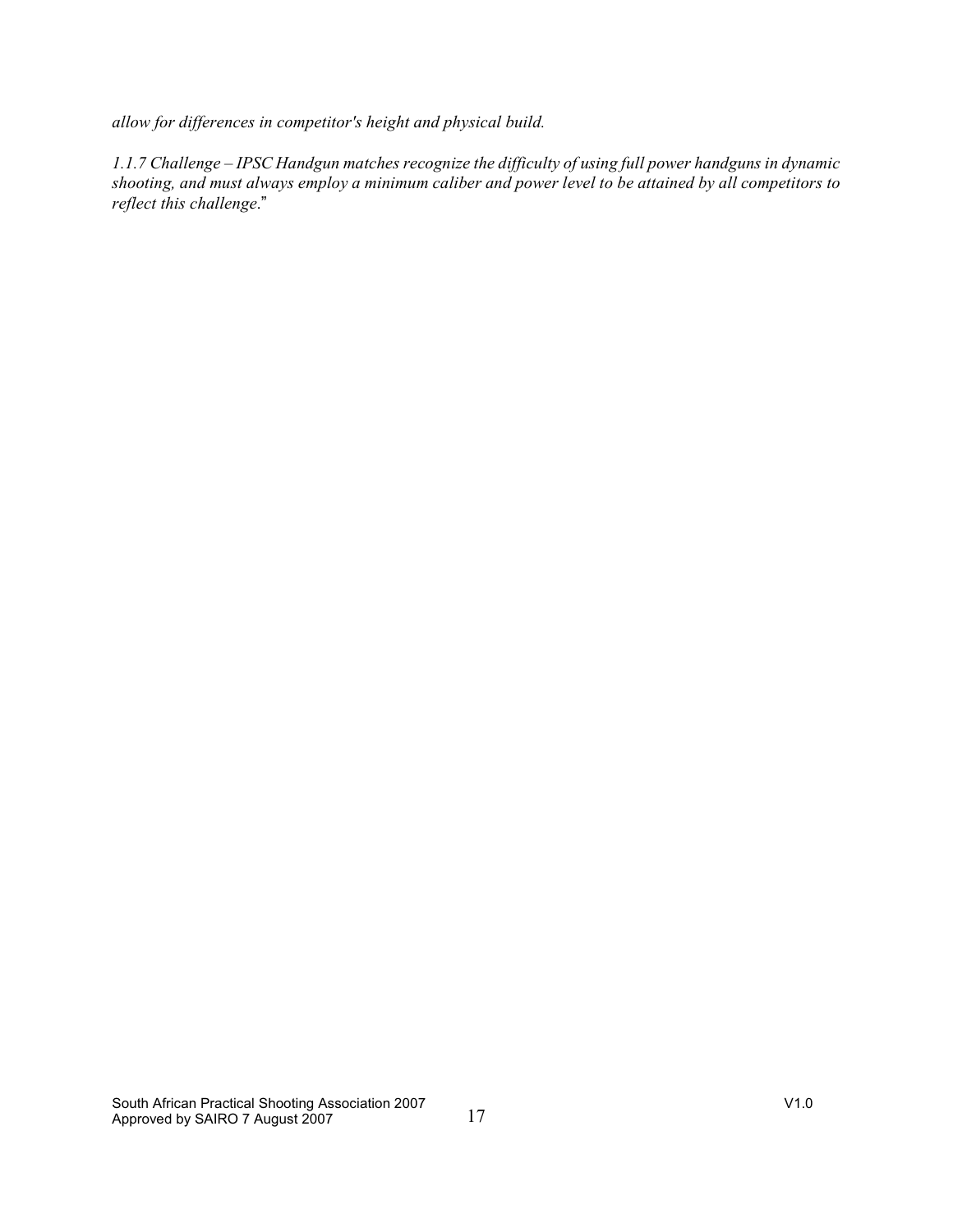*allow for differences in competitor's height and physical build.*

*1.1.7 Challenge – IPSC Handgun matches recognize the difficulty of using full power handguns in dynamic shooting, and must always employ a minimum caliber and power level to be attained by all competitors to reflect this challenge*."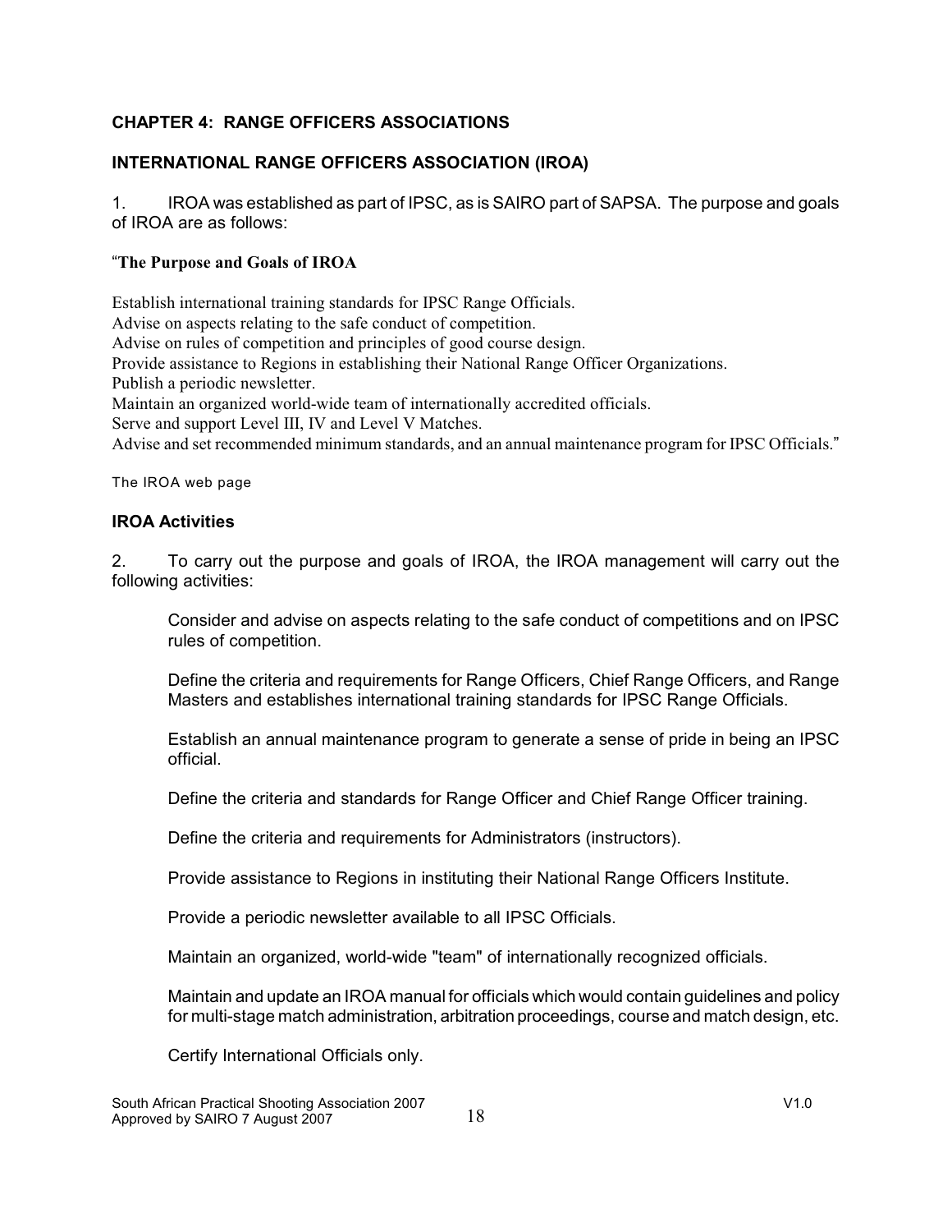## CHAPTER 4: RANGE OFFICERS ASSOCIATIONS

### INTERNATIONAL RANGE OFFICERS ASSOCIATION (IROA)

1. IROA was established as part of IPSC, as is SAIRO part of SAPSA. The purpose and goals of IROA are as follows:

"**The Purpose and Goals of IROA**

Establish international training standards for IPSC Range Officials.
Advise on aspects relating to the safe conduct of competition.
Advise on rules of competition and principles of good course design.
Provide assistance to Regions in establishing their National Range Officer Organizations.
Publish a periodic newsletter.
Maintain an organized world-wide team of internationally accredited officials.
Serve and support Level III, IV and Level V Matches.
Advise and set recommended minimum standards, and an annual maintenance program for IPSC Officials."

The IROA web page

### IROA Activities

2. To carry out the purpose and goals of IROA, the IROA management will carry out the following activities:

Consider and advise on aspects relating to the safe conduct of competitions and on IPSC rules of competition.

Define the criteria and requirements for Range Officers, Chief Range Officers, and Range Masters and establishes international training standards for IPSC Range Officials.

Establish an annual maintenance program to generate a sense of pride in being an IPSC official.

Define the criteria and standards for Range Officer and Chief Range Officer training.

Define the criteria and requirements for Administrators (instructors).

Provide assistance to Regions in instituting their National Range Officers Institute.

Provide a periodic newsletter available to all IPSC Officials.

Maintain an organized, world-wide "team" of internationally recognized officials.

Maintain and update an IROA manual for officials which would contain guidelines and policy for multi-stage match administration, arbitration proceedings, course and match design, etc.

Certify International Officials only.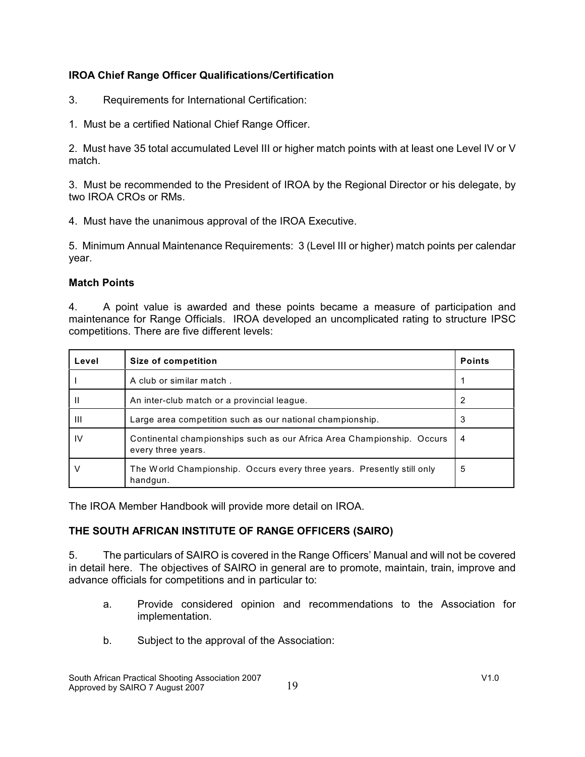**IROA Chief Range Officer Qualifications/Certification**

3. Requirements for International Certification:

1. Must be a certified National Chief Range Officer.

2. Must have 35 total accumulated Level III or higher match points with at least one Level IV or V match.

3. Must be recommended to the President of IROA by the Regional Director or his delegate, by two IROA CROs or RMs.

4. Must have the unanimous approval of the IROA Executive.

5. Minimum Annual Maintenance Requirements: 3 (Level III or higher) match points per calendar year.

**Match Points**

4. A point value is awarded and these points became a measure of participation and maintenance for Range Officials. IROA developed an uncomplicated rating to structure IPSC competitions. There are five different levels:

| Level | Size of competition | Points |
|---|---|---|
| I | A club or similar match . | 1 |
| II | An inter-club match or a provincial league. | 2 |
| III | Large area competition such as our national championship. | 3 |
| IV | Continental championships such as our Africa Area Championship. Occurs every three years. | 4 |
| V | The World Championship. Occurs every three years. Presently still only handgun. | 5 |

The IROA Member Handbook will provide more detail on IROA.

**THE SOUTH AFRICAN INSTITUTE OF RANGE OFFICERS (SAIRO)**

5. The particulars of SAIRO is covered in the Range Officers' Manual and will not be covered in detail here. The objectives of SAIRO in general are to promote, maintain, train, improve and advance officials for competitions and in particular to:

a. Provide considered opinion and recommendations to the Association for implementation.

b. Subject to the approval of the Association: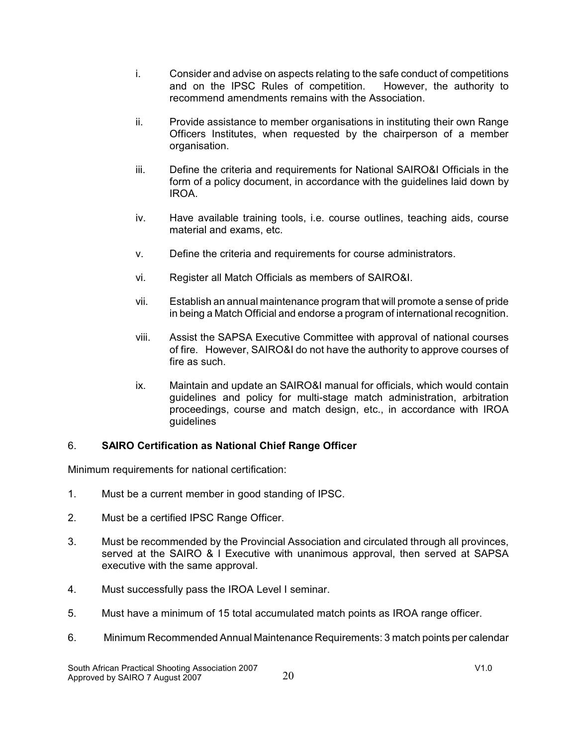i. Consider and advise on aspects relating to the safe conduct of competitions and on the IPSC Rules of competition. However, the authority to recommend amendments remains with the Association.

ii. Provide assistance to member organisations in instituting their own Range Officers Institutes, when requested by the chairperson of a member organisation.

iii. Define the criteria and requirements for National SAIRO&I Officials in the form of a policy document, in accordance with the guidelines laid down by IROA.

iv. Have available training tools, i.e. course outlines, teaching aids, course material and exams, etc.

v. Define the criteria and requirements for course administrators.

vi. Register all Match Officials as members of SAIRO&I.

vii. Establish an annual maintenance program that will promote a sense of pride in being a Match Official and endorse a program of international recognition.

viii. Assist the SAPSA Executive Committee with approval of national courses of fire. However, SAIRO&I do not have the authority to approve courses of fire as such.

ix. Maintain and update an SAIRO&I manual for officials, which would contain guidelines and policy for multi-stage match administration, arbitration proceedings, course and match design, etc., in accordance with IROA guidelines

## 6. SAIRO Certification as National Chief Range Officer

Minimum requirements for national certification:

1. Must be a current member in good standing of IPSC.
2. Must be a certified IPSC Range Officer.
3. Must be recommended by the Provincial Association and circulated through all provinces, served at the SAIRO & I Executive with unanimous approval, then served at SAPSA executive with the same approval.
4. Must successfully pass the IROA Level I seminar.
5. Must have a minimum of 15 total accumulated match points as IROA range officer.
6. Minimum Recommended Annual Maintenance Requirements: 3 match points per calendar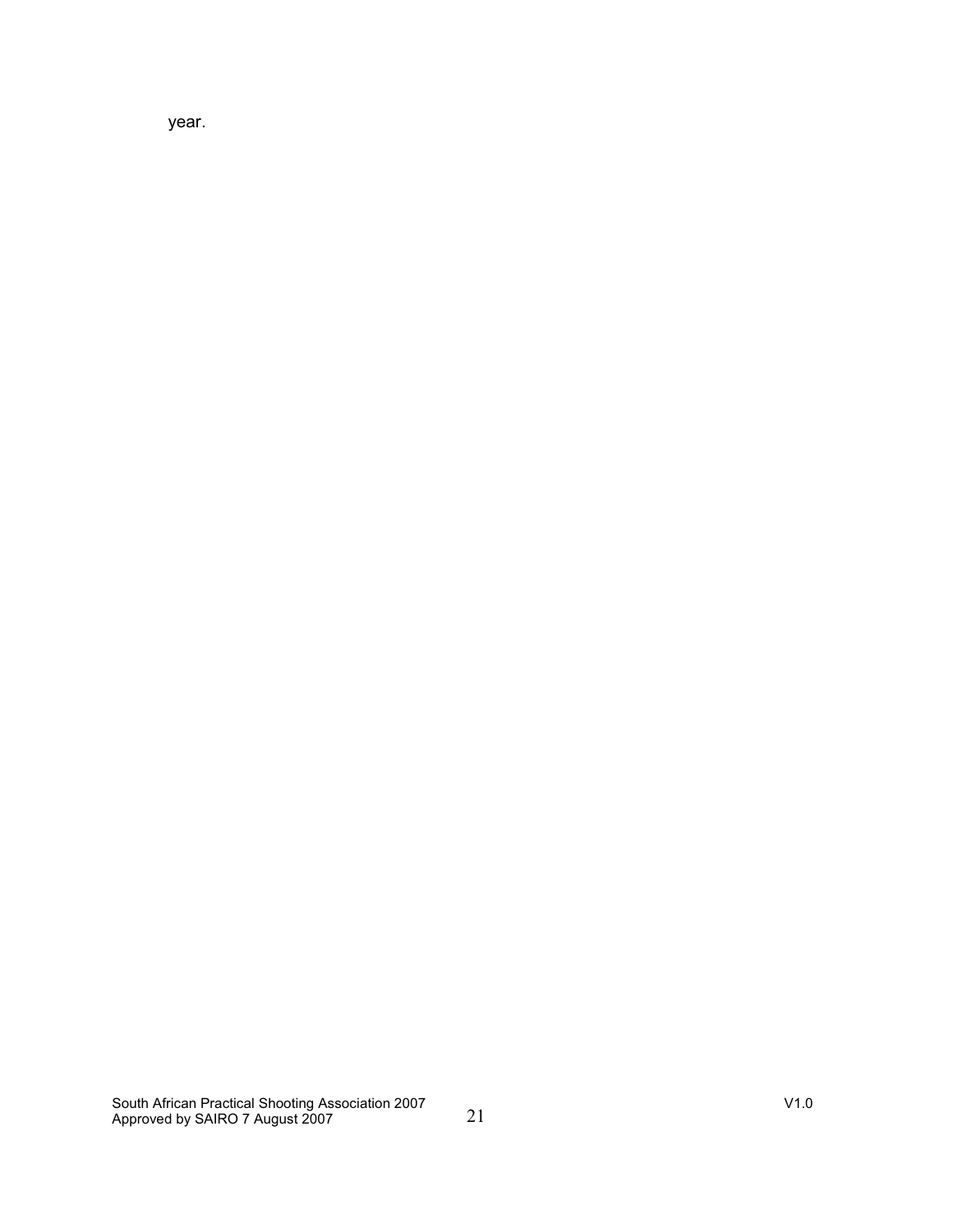year.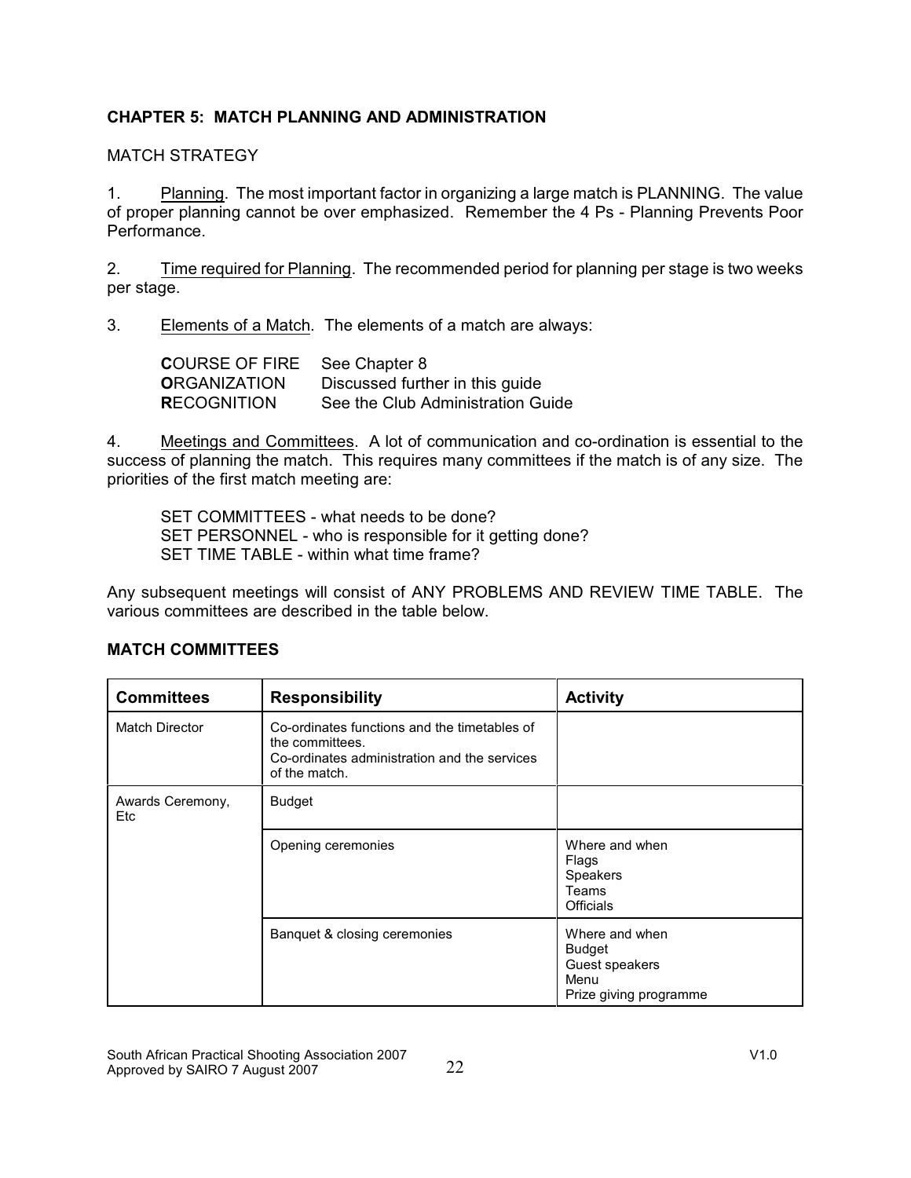## CHAPTER 5: MATCH PLANNING AND ADMINISTRATION

MATCH STRATEGY

1. Planning. The most important factor in organizing a large match is PLANNING. The value of proper planning cannot be over emphasized. Remember the 4 Ps - Planning Prevents Poor Performance.

2. Time required for Planning. The recommended period for planning per stage is two weeks per stage.

3. Elements of a Match. The elements of a match are always:

| | |
|---|---|
| **C**OURSE OF FIRE | See Chapter 8 |
| **O**RGANIZATION | Discussed further in this guide |
| **R**ECOGNITION | See the Club Administration Guide |

4. Meetings and Committees. A lot of communication and co-ordination is essential to the success of planning the match. This requires many committees if the match is of any size. The priorities of the first match meeting are:

SET COMMITTEES - what needs to be done?
SET PERSONNEL - who is responsible for it getting done?
SET TIME TABLE - within what time frame?

Any subsequent meetings will consist of ANY PROBLEMS AND REVIEW TIME TABLE. The various committees are described in the table below.

### MATCH COMMITTEES

| Committees | Responsibility | Activity |
|---|---|---|
| Match Director | Co-ordinates functions and the timetables of the committees.<br>Co-ordinates administration and the services of the match. | |
| Awards Ceremony, Etc | Budget | |
| | Opening ceremonies | Where and when<br>Flags<br>Speakers<br>Teams<br>Officials |
| | Banquet & closing ceremonies | Where and when<br>Budget<br>Guest speakers<br>Menu<br>Prize giving programme |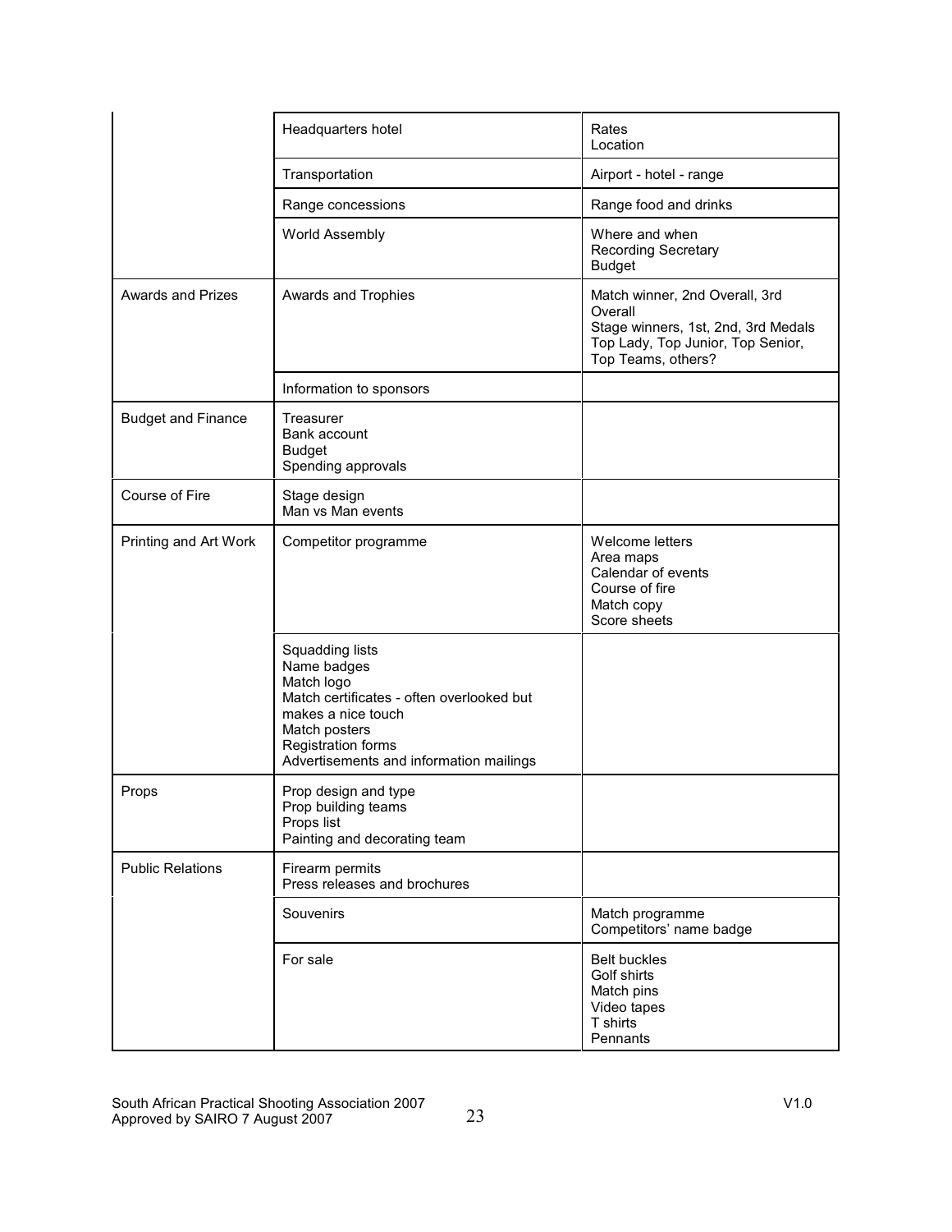| | | |
|---|---|---|
| | Headquarters hotel | Rates<br>Location |
| | Transportation | Airport - hotel - range |
| | Range concessions | Range food and drinks |
| | World Assembly | Where and when<br>Recording Secretary<br>Budget |
| Awards and Prizes | Awards and Trophies | Match winner, 2nd Overall, 3rd Overall<br>Stage winners, 1st, 2nd, 3rd Medals<br>Top Lady, Top Junior, Top Senior, Top Teams, others? |
| | Information to sponsors | |
| Budget and Finance | Treasurer<br>Bank account<br>Budget<br>Spending approvals | |
| Course of Fire | Stage design<br>Man vs Man events | |
| Printing and Art Work | Competitor programme | Welcome letters<br>Area maps<br>Calendar of events<br>Course of fire<br>Match copy<br>Score sheets |
| | Squadding lists<br>Name badges<br>Match logo<br>Match certificates - often overlooked but makes a nice touch<br>Match posters<br>Registration forms<br>Advertisements and information mailings | |
| Props | Prop design and type<br>Prop building teams<br>Props list<br>Painting and decorating team | |
| Public Relations | Firearm permits<br>Press releases and brochures | |
| | Souvenirs | Match programme<br>Competitors' name badge |
| | For sale | Belt buckles<br>Golf shirts<br>Match pins<br>Video tapes<br>T shirts<br>Pennants |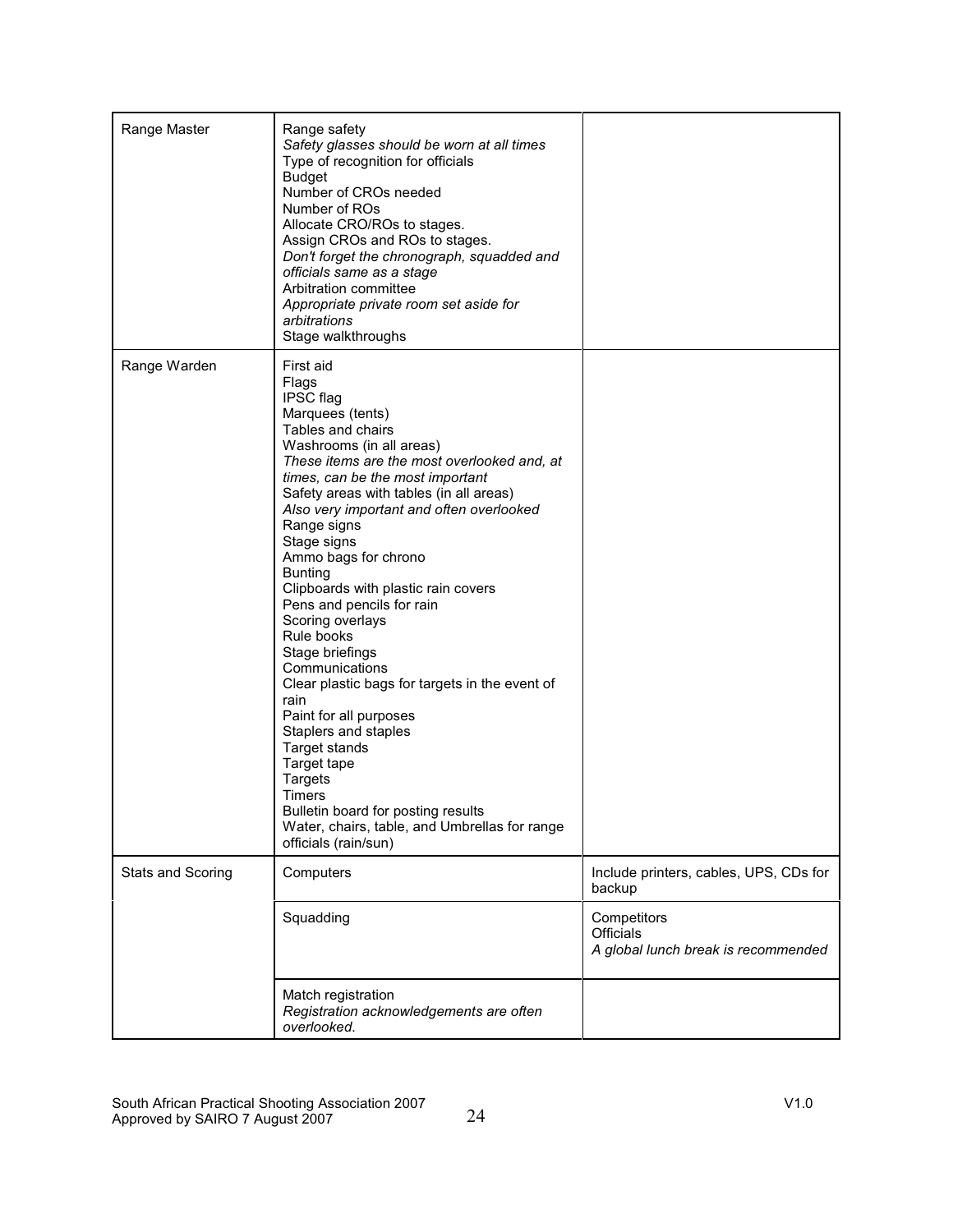| | | |
|---|---|---|
| Range Master | Range safety<br>*Safety glasses should be worn at all times*<br>Type of recognition for officials<br>Budget<br>Number of CROs needed<br>Number of ROs<br>Allocate CRO/ROs to stages.<br>Assign CROs and ROs to stages.<br>*Don't forget the chronograph, squadded and officials same as a stage*<br>Arbitration committee<br>*Appropriate private room set aside for arbitrations*<br>Stage walkthroughs | |
| Range Warden | First aid<br>Flags<br>IPSC flag<br>Marquees (tents)<br>Tables and chairs<br>Washrooms (in all areas)<br>*These items are the most overlooked and, at times, can be the most important*<br>Safety areas with tables (in all areas)<br>*Also very important and often overlooked*<br>Range signs<br>Stage signs<br>Ammo bags for chrono<br>Bunting<br>Clipboards with plastic rain covers<br>Pens and pencils for rain<br>Scoring overlays<br>Rule books<br>Stage briefings<br>Communications<br>Clear plastic bags for targets in the event of rain<br>Paint for all purposes<br>Staplers and staples<br>Target stands<br>Target tape<br>Targets<br>Timers<br>Bulletin board for posting results<br>Water, chairs, table, and Umbrellas for range officials (rain/sun) | |
| Stats and Scoring | Computers | Include printers, cables, UPS, CDs for backup |
| | Squadding | Competitors<br>Officials<br>*A global lunch break is recommended* |
| | Match registration<br>*Registration acknowledgements are often overlooked.* | |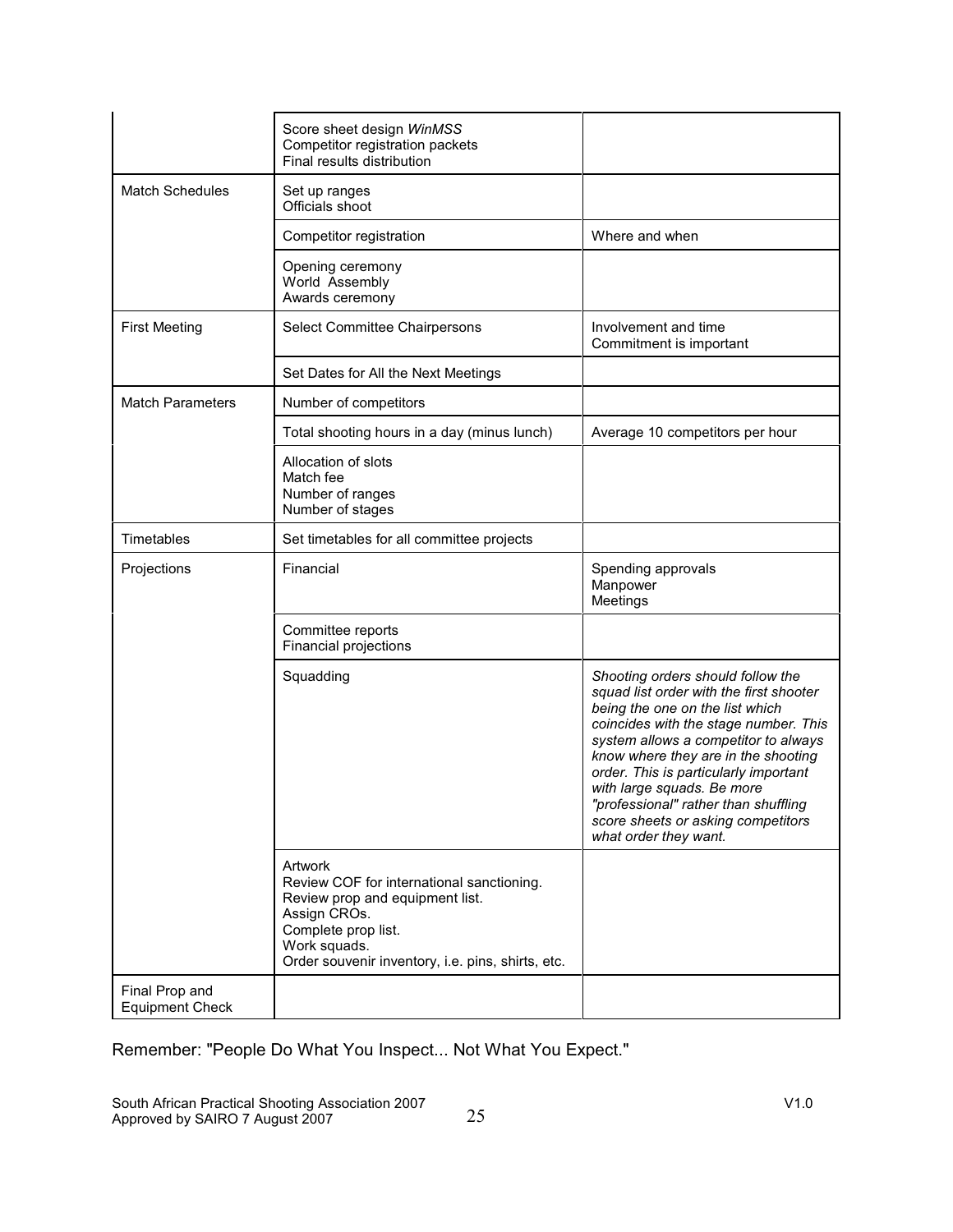| | | |
|---|---|---|
| | Score sheet design *WinMSS*<br>Competitor registration packets<br>Final results distribution | |
| Match Schedules | Set up ranges<br>Officials shoot | |
| | Competitor registration | Where and when |
| | Opening ceremony<br>World Assembly<br>Awards ceremony | |
| First Meeting | Select Committee Chairpersons | Involvement and time Commitment is important |
| | Set Dates for All the Next Meetings | |
| Match Parameters | Number of competitors | |
| | Total shooting hours in a day (minus lunch) | Average 10 competitors per hour |
| | Allocation of slots<br>Match fee<br>Number of ranges<br>Number of stages | |
| Timetables | Set timetables for all committee projects | |
| Projections | Financial | Spending approvals<br>Manpower<br>Meetings |
| | Committee reports<br>Financial projections | |
| | Squadding | *Shooting orders should follow the squad list order with the first shooter being the one on the list which coincides with the stage number. This system allows a competitor to always know where they are in the shooting order. This is particularly important with large squads. Be more "professional" rather than shuffling score sheets or asking competitors what order they want.* |
| | Artwork<br>Review COF for international sanctioning.<br>Review prop and equipment list.<br>Assign CROs.<br>Complete prop list.<br>Work squads.<br>Order souvenir inventory, i.e. pins, shirts, etc. | |
| Final Prop and Equipment Check | | |

Remember: "People Do What You Inspect... Not What You Expect."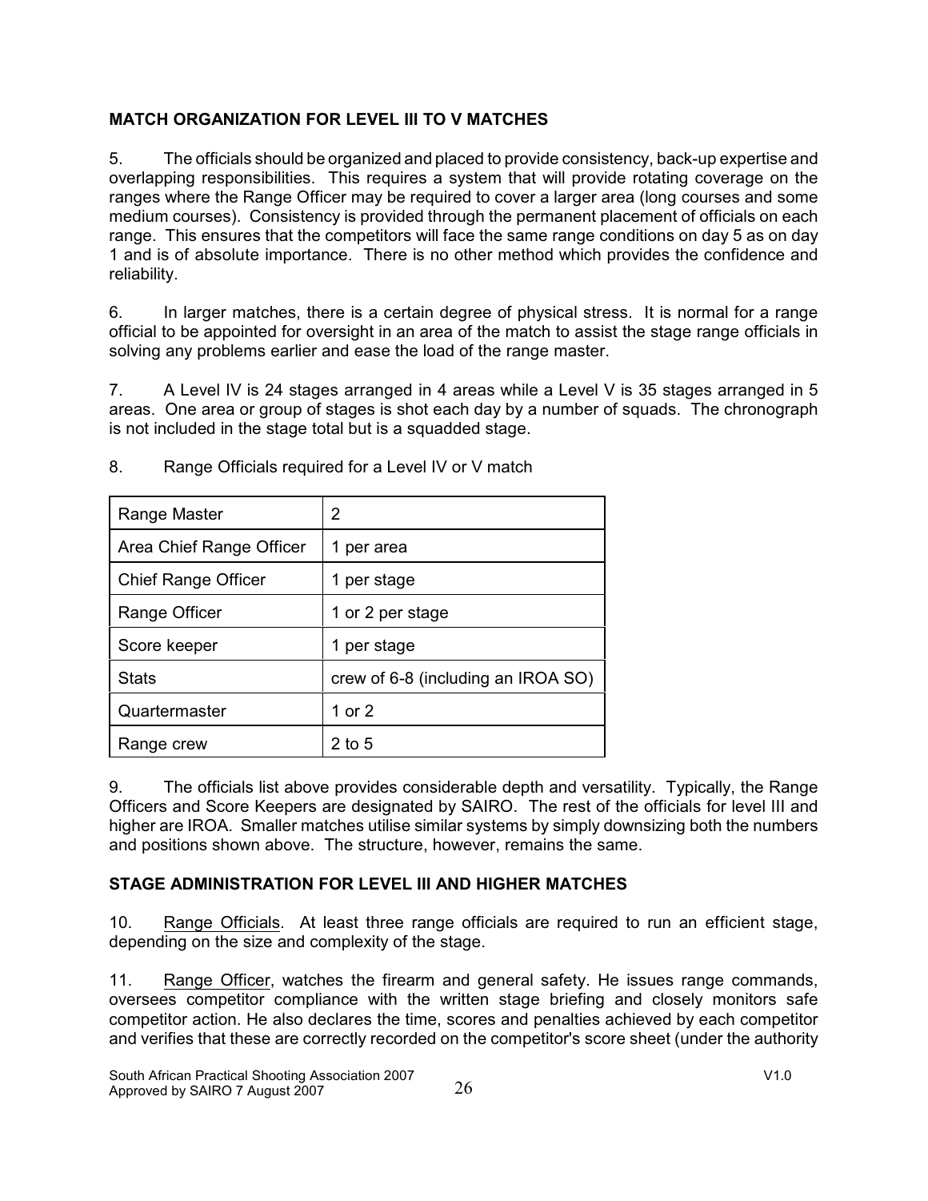**MATCH ORGANIZATION FOR LEVEL III TO V MATCHES**

5. The officials should be organized and placed to provide consistency, back-up expertise and overlapping responsibilities. This requires a system that will provide rotating coverage on the ranges where the Range Officer may be required to cover a larger area (long courses and some medium courses). Consistency is provided through the permanent placement of officials on each range. This ensures that the competitors will face the same range conditions on day 5 as on day 1 and is of absolute importance. There is no other method which provides the confidence and reliability.

6. In larger matches, there is a certain degree of physical stress. It is normal for a range official to be appointed for oversight in an area of the match to assist the stage range officials in solving any problems earlier and ease the load of the range master.

7. A Level IV is 24 stages arranged in 4 areas while a Level V is 35 stages arranged in 5 areas. One area or group of stages is shot each day by a number of squads. The chronograph is not included in the stage total but is a squadded stage.

8. Range Officials required for a Level IV or V match

| Range Master | 2 |
|---|---|
| Area Chief Range Officer | 1 per area |
| Chief Range Officer | 1 per stage |
| Range Officer | 1 or 2 per stage |
| Score keeper | 1 per stage |
| Stats | crew of 6-8 (including an IROA SO) |
| Quartermaster | 1 or 2 |
| Range crew | 2 to 5 |

9. The officials list above provides considerable depth and versatility. Typically, the Range Officers and Score Keepers are designated by SAIRO. The rest of the officials for level III and higher are IROA. Smaller matches utilise similar systems by simply downsizing both the numbers and positions shown above. The structure, however, remains the same.

**STAGE ADMINISTRATION FOR LEVEL III AND HIGHER MATCHES**

10. Range Officials. At least three range officials are required to run an efficient stage, depending on the size and complexity of the stage.

11. Range Officer, watches the firearm and general safety. He issues range commands, oversees competitor compliance with the written stage briefing and closely monitors safe competitor action. He also declares the time, scores and penalties achieved by each competitor and verifies that these are correctly recorded on the competitor's score sheet (under the authority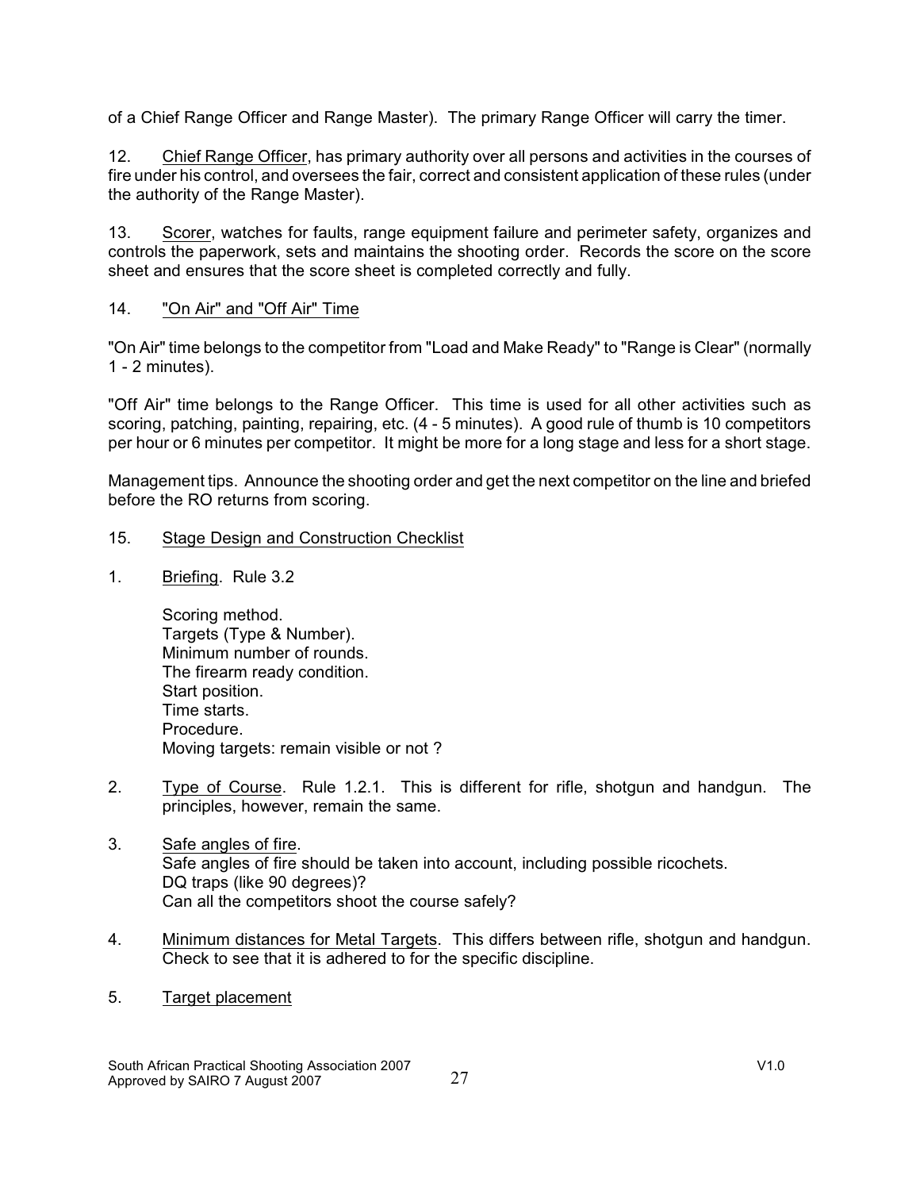of a Chief Range Officer and Range Master). The primary Range Officer will carry the timer.

12. Chief Range Officer, has primary authority over all persons and activities in the courses of fire under his control, and oversees the fair, correct and consistent application of these rules (under the authority of the Range Master).

13. Scorer, watches for faults, range equipment failure and perimeter safety, organizes and controls the paperwork, sets and maintains the shooting order. Records the score on the score sheet and ensures that the score sheet is completed correctly and fully.

14. "On Air" and "Off Air" Time

"On Air" time belongs to the competitor from "Load and Make Ready" to "Range is Clear" (normally 1 - 2 minutes).

"Off Air" time belongs to the Range Officer. This time is used for all other activities such as scoring, patching, painting, repairing, etc. (4 - 5 minutes). A good rule of thumb is 10 competitors per hour or 6 minutes per competitor. It might be more for a long stage and less for a short stage.

Management tips. Announce the shooting order and get the next competitor on the line and briefed before the RO returns from scoring.

15. Stage Design and Construction Checklist

1. Briefing. Rule 3.2

   Scoring method.
   Targets (Type & Number).
   Minimum number of rounds.
   The firearm ready condition.
   Start position.
   Time starts.
   Procedure.
   Moving targets: remain visible or not ?

2. Type of Course. Rule 1.2.1. This is different for rifle, shotgun and handgun. The principles, however, remain the same.

3. Safe angles of fire.
   Safe angles of fire should be taken into account, including possible ricochets.
   DQ traps (like 90 degrees)?
   Can all the competitors shoot the course safely?

4. Minimum distances for Metal Targets. This differs between rifle, shotgun and handgun. Check to see that it is adhered to for the specific discipline.

5. Target placement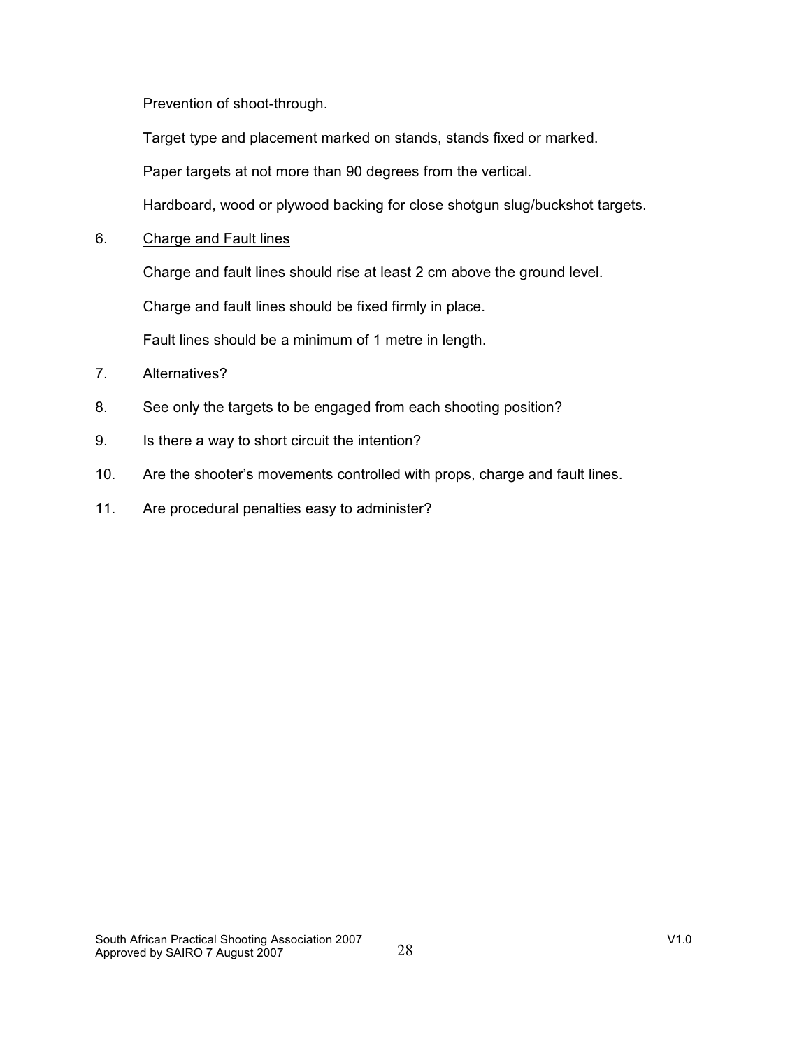Prevention of shoot-through.

Target type and placement marked on stands, stands fixed or marked.

Paper targets at not more than 90 degrees from the vertical.

Hardboard, wood or plywood backing for close shotgun slug/buckshot targets.

6. <u>Charge and Fault lines</u>

   Charge and fault lines should rise at least 2 cm above the ground level.

   Charge and fault lines should be fixed firmly in place.

   Fault lines should be a minimum of 1 metre in length.

7. Alternatives?

8. See only the targets to be engaged from each shooting position?

9. Is there a way to short circuit the intention?

10. Are the shooter's movements controlled with props, charge and fault lines.

11. Are procedural penalties easy to administer?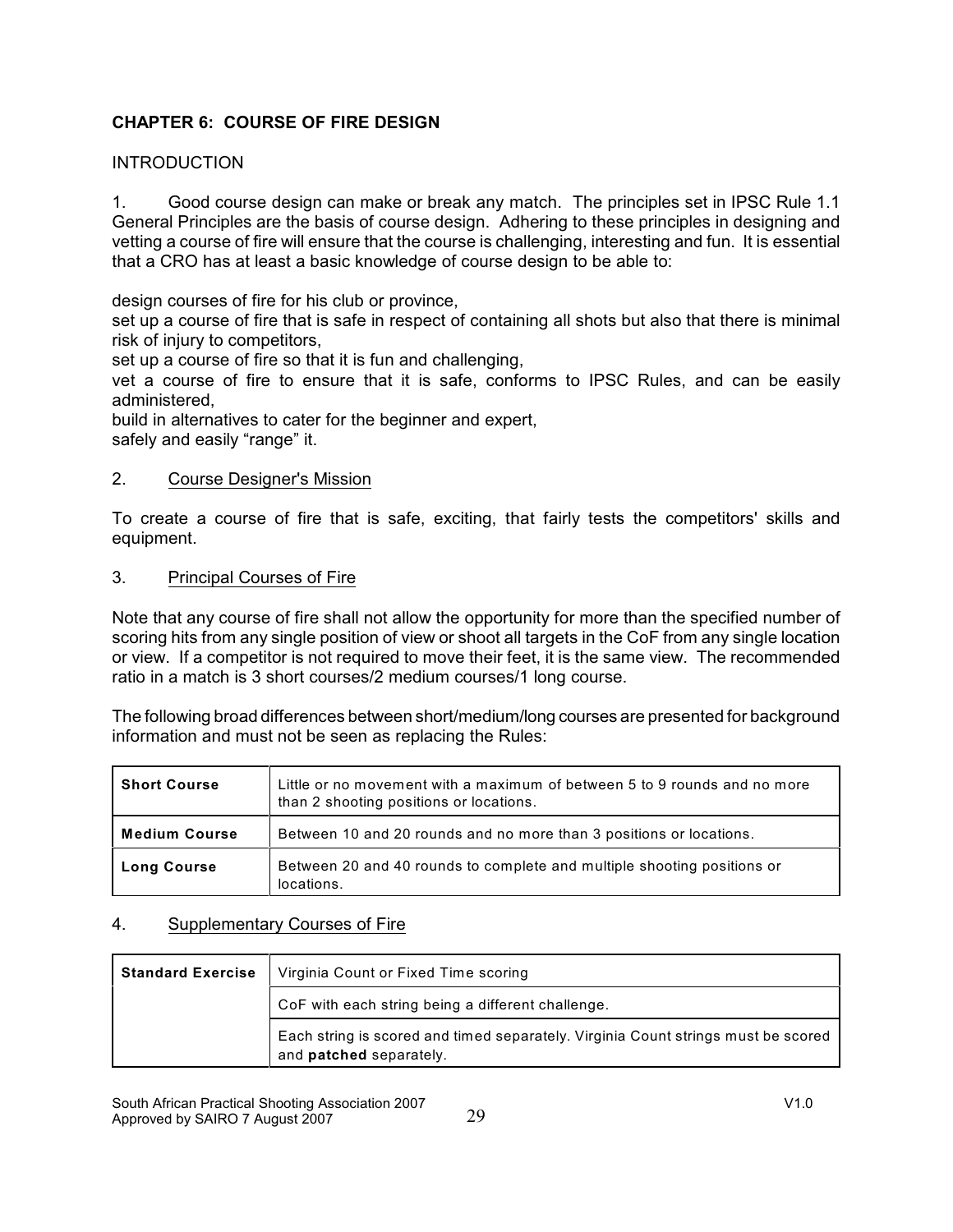## CHAPTER 6: COURSE OF FIRE DESIGN

### INTRODUCTION

1. Good course design can make or break any match. The principles set in IPSC Rule 1.1 General Principles are the basis of course design. Adhering to these principles in designing and vetting a course of fire will ensure that the course is challenging, interesting and fun. It is essential that a CRO has at least a basic knowledge of course design to be able to:

design courses of fire for his club or province,
set up a course of fire that is safe in respect of containing all shots but also that there is minimal risk of injury to competitors,
set up a course of fire so that it is fun and challenging,
vet a course of fire to ensure that it is safe, conforms to IPSC Rules, and can be easily administered,
build in alternatives to cater for the beginner and expert,
safely and easily "range" it.

2. Course Designer's Mission

To create a course of fire that is safe, exciting, that fairly tests the competitors' skills and equipment.

3. Principal Courses of Fire

Note that any course of fire shall not allow the opportunity for more than the specified number of scoring hits from any single position of view or shoot all targets in the CoF from any single location or view. If a competitor is not required to move their feet, it is the same view. The recommended ratio in a match is 3 short courses/2 medium courses/1 long course.

The following broad differences between short/medium/long courses are presented for background information and must not be seen as replacing the Rules:

| | |
|---|---|
| **Short Course** | Little or no movement with a maximum of between 5 to 9 rounds and no more than 2 shooting positions or locations. |
| **Medium Course** | Between 10 and 20 rounds and no more than 3 positions or locations. |
| **Long Course** | Between 20 and 40 rounds to complete and multiple shooting positions or locations. |

4. Supplementary Courses of Fire

| | |
|---|---|
| **Standard Exercise** | Virginia Count or Fixed Time scoring |
| | CoF with each string being a different challenge. |
| | Each string is scored and timed separately. Virginia Count strings must be scored and **patched** separately. |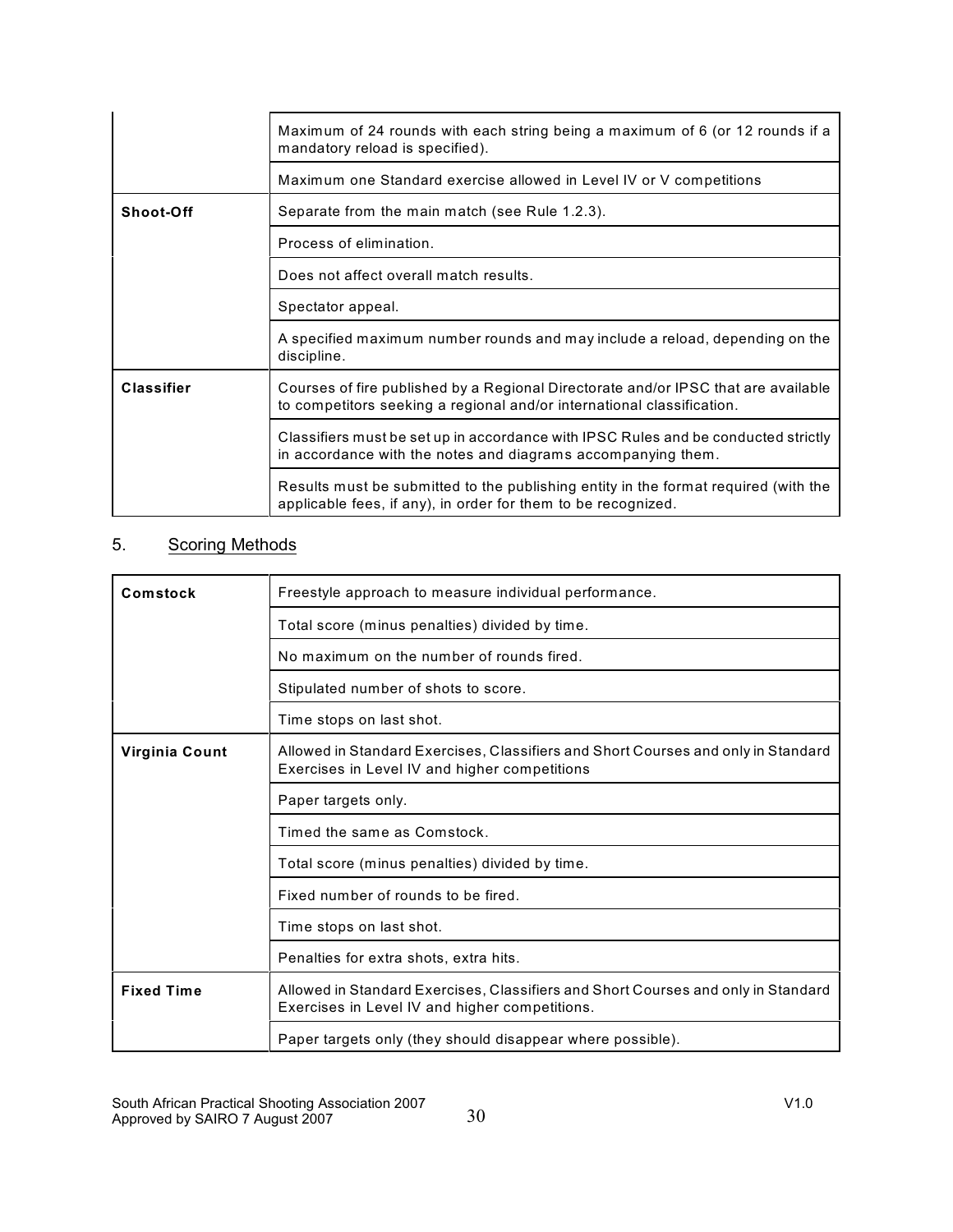| | |
|---|---|
| | Maximum of 24 rounds with each string being a maximum of 6 (or 12 rounds if a mandatory reload is specified). |
| | Maximum one Standard exercise allowed in Level IV or V competitions |
| **Shoot-Off** | Separate from the main match (see Rule 1.2.3). |
| | Process of elimination. |
| | Does not affect overall match results. |
| | Spectator appeal. |
| | A specified maximum number rounds and may include a reload, depending on the discipline. |
| **Classifier** | Courses of fire published by a Regional Directorate and/or IPSC that are available to competitors seeking a regional and/or international classification. |
| | Classifiers must be set up in accordance with IPSC Rules and be conducted strictly in accordance with the notes and diagrams accompanying them. |
| | Results must be submitted to the publishing entity in the format required (with the applicable fees, if any), in order for them to be recognized. |

## 5. Scoring Methods

| | |
|---|---|
| **Comstock** | Freestyle approach to measure individual performance. |
| | Total score (minus penalties) divided by time. |
| | No maximum on the number of rounds fired. |
| | Stipulated number of shots to score. |
| | Time stops on last shot. |
| **Virginia Count** | Allowed in Standard Exercises, Classifiers and Short Courses and only in Standard Exercises in Level IV and higher competitions |
| | Paper targets only. |
| | Timed the same as Comstock. |
| | Total score (minus penalties) divided by time. |
| | Fixed number of rounds to be fired. |
| | Time stops on last shot. |
| | Penalties for extra shots, extra hits. |
| **Fixed Time** | Allowed in Standard Exercises, Classifiers and Short Courses and only in Standard Exercises in Level IV and higher competitions. |
| | Paper targets only (they should disappear where possible). |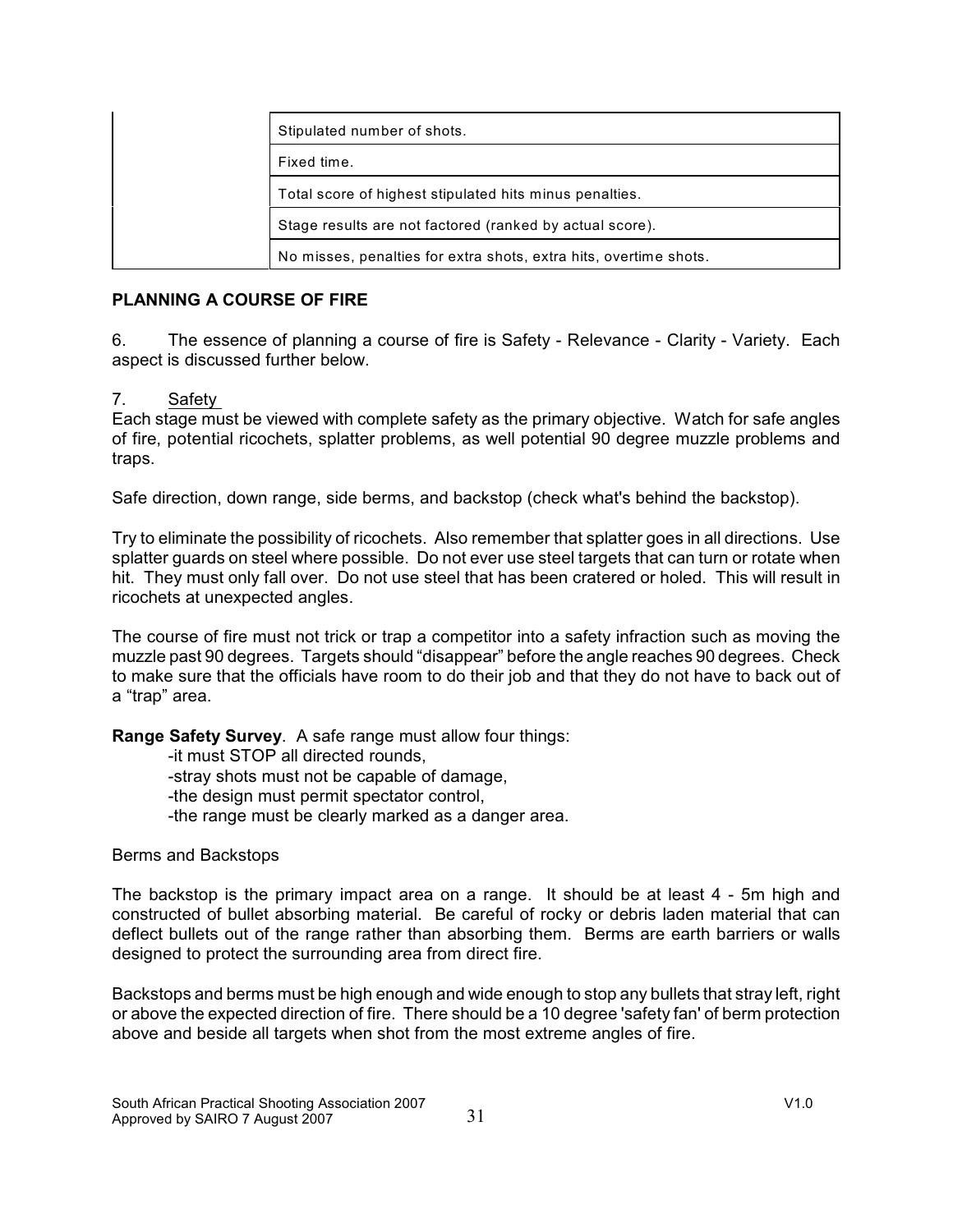| | |
|---|---|
| | Stipulated number of shots. |
| | Fixed time. |
| | Total score of highest stipulated hits minus penalties. |
| | Stage results are not factored (ranked by actual score). |
| | No misses, penalties for extra shots, extra hits, overtime shots. |

**PLANNING A COURSE OF FIRE**

6. The essence of planning a course of fire is Safety - Relevance - Clarity - Variety. Each aspect is discussed further below.

7. Safety

Each stage must be viewed with complete safety as the primary objective. Watch for safe angles of fire, potential ricochets, splatter problems, as well potential 90 degree muzzle problems and traps.

Safe direction, down range, side berms, and backstop (check what's behind the backstop).

Try to eliminate the possibility of ricochets. Also remember that splatter goes in all directions. Use splatter guards on steel where possible. Do not ever use steel targets that can turn or rotate when hit. They must only fall over. Do not use steel that has been cratered or holed. This will result in ricochets at unexpected angles.

The course of fire must not trick or trap a competitor into a safety infraction such as moving the muzzle past 90 degrees. Targets should "disappear" before the angle reaches 90 degrees. Check to make sure that the officials have room to do their job and that they do not have to back out of a "trap" area.

**Range Safety Survey**. A safe range must allow four things:

- it must STOP all directed rounds,
- stray shots must not be capable of damage,
- the design must permit spectator control,
- the range must be clearly marked as a danger area.

Berms and Backstops

The backstop is the primary impact area on a range. It should be at least 4 - 5m high and constructed of bullet absorbing material. Be careful of rocky or debris laden material that can deflect bullets out of the range rather than absorbing them. Berms are earth barriers or walls designed to protect the surrounding area from direct fire.

Backstops and berms must be high enough and wide enough to stop any bullets that stray left, right or above the expected direction of fire. There should be a 10 degree 'safety fan' of berm protection above and beside all targets when shot from the most extreme angles of fire.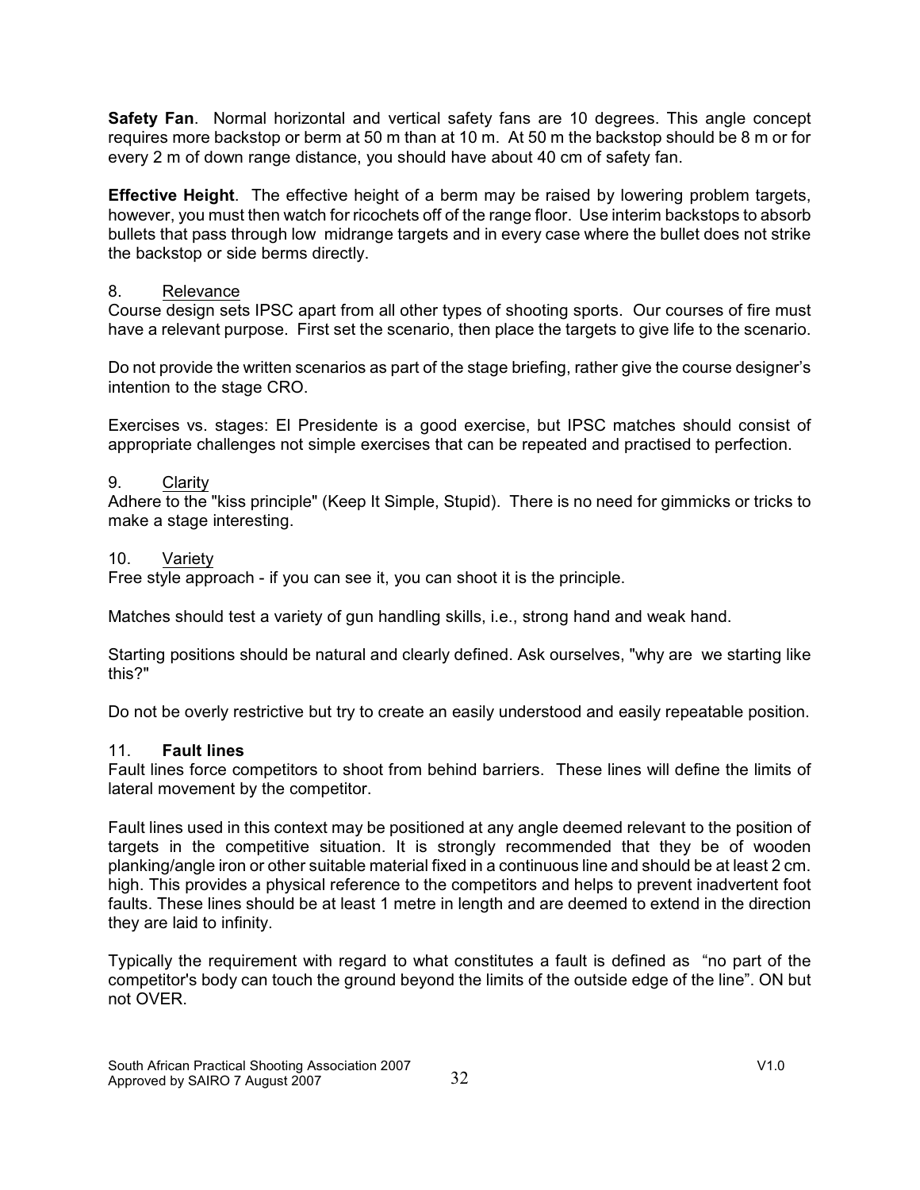**Safety Fan**. Normal horizontal and vertical safety fans are 10 degrees. This angle concept requires more backstop or berm at 50 m than at 10 m. At 50 m the backstop should be 8 m or for every 2 m of down range distance, you should have about 40 cm of safety fan.

**Effective Height**. The effective height of a berm may be raised by lowering problem targets, however, you must then watch for ricochets off of the range floor. Use interim backstops to absorb bullets that pass through low midrange targets and in every case where the bullet does not strike the backstop or side berms directly.

8. Relevance

Course design sets IPSC apart from all other types of shooting sports. Our courses of fire must have a relevant purpose. First set the scenario, then place the targets to give life to the scenario.

Do not provide the written scenarios as part of the stage briefing, rather give the course designer's intention to the stage CRO.

Exercises vs. stages: El Presidente is a good exercise, but IPSC matches should consist of appropriate challenges not simple exercises that can be repeated and practised to perfection.

9. Clarity

Adhere to the "kiss principle" (Keep It Simple, Stupid). There is no need for gimmicks or tricks to make a stage interesting.

10. Variety

Free style approach - if you can see it, you can shoot it is the principle.

Matches should test a variety of gun handling skills, i.e., strong hand and weak hand.

Starting positions should be natural and clearly defined. Ask ourselves, "why are we starting like this?"

Do not be overly restrictive but try to create an easily understood and easily repeatable position.

11. **Fault lines**

Fault lines force competitors to shoot from behind barriers. These lines will define the limits of lateral movement by the competitor.

Fault lines used in this context may be positioned at any angle deemed relevant to the position of targets in the competitive situation. It is strongly recommended that they be of wooden planking/angle iron or other suitable material fixed in a continuous line and should be at least 2 cm. high. This provides a physical reference to the competitors and helps to prevent inadvertent foot faults. These lines should be at least 1 metre in length and are deemed to extend in the direction they are laid to infinity.

Typically the requirement with regard to what constitutes a fault is defined as "no part of the competitor's body can touch the ground beyond the limits of the outside edge of the line". ON but not OVER.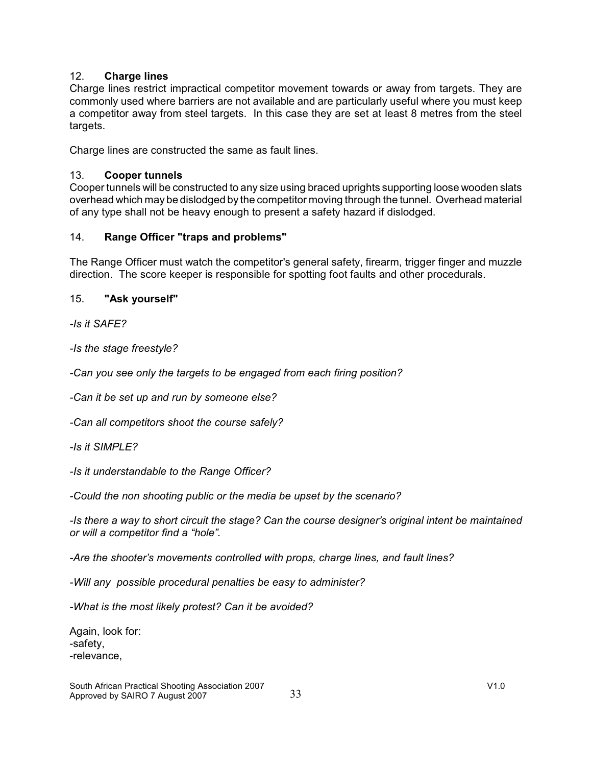### 12. **Charge lines**

Charge lines restrict impractical competitor movement towards or away from targets. They are commonly used where barriers are not available and are particularly useful where you must keep a competitor away from steel targets. In this case they are set at least 8 metres from the steel targets.

Charge lines are constructed the same as fault lines.

### 13. **Cooper tunnels**

Cooper tunnels will be constructed to any size using braced uprights supporting loose wooden slats overhead which may be dislodged by the competitor moving through the tunnel. Overhead material of any type shall not be heavy enough to present a safety hazard if dislodged.

### 14. **Range Officer "traps and problems"**

The Range Officer must watch the competitor's general safety, firearm, trigger finger and muzzle direction. The score keeper is responsible for spotting foot faults and other procedurals.

### 15. **"Ask yourself"**

*-Is it SAFE?*

*-Is the stage freestyle?*

*-Can you see only the targets to be engaged from each firing position?*

*-Can it be set up and run by someone else?*

*-Can all competitors shoot the course safely?*

*-Is it SIMPLE?*

*-Is it understandable to the Range Officer?*

*-Could the non shooting public or the media be upset by the scenario?*

*-Is there a way to short circuit the stage? Can the course designer's original intent be maintained or will a competitor find a "hole".*

*-Are the shooter's movements controlled with props, charge lines, and fault lines?*

*-Will any possible procedural penalties be easy to administer?*

*-What is the most likely protest? Can it be avoided?*

Again, look for:
-safety,
-relevance,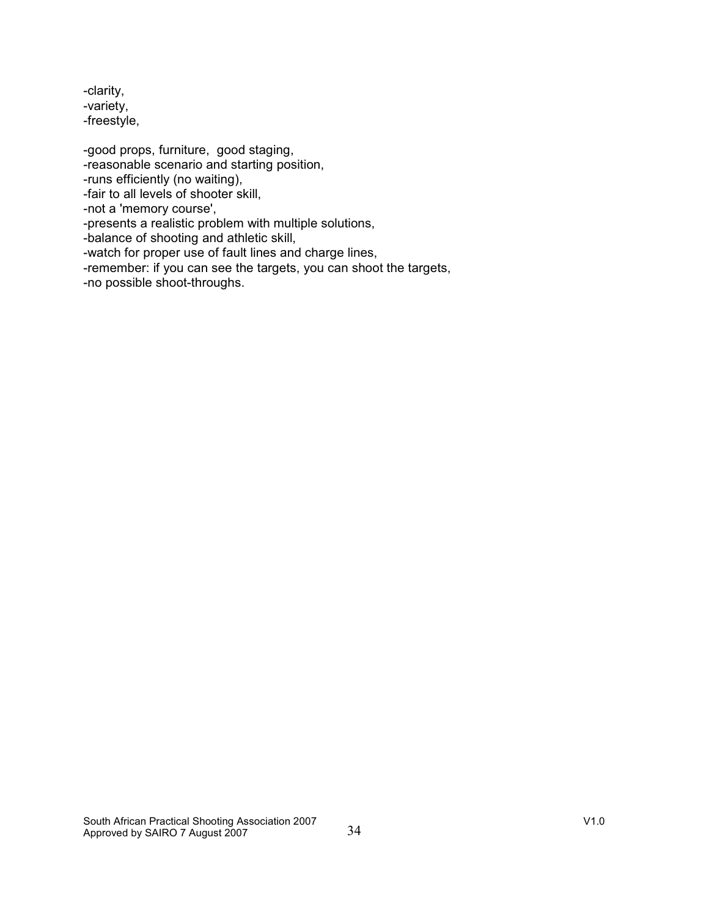-clarity,
-variety,
-freestyle,

-good props, furniture, good staging,
-reasonable scenario and starting position,
-runs efficiently (no waiting),
-fair to all levels of shooter skill,
-not a 'memory course',
-presents a realistic problem with multiple solutions,
-balance of shooting and athletic skill,
-watch for proper use of fault lines and charge lines,
-remember: if you can see the targets, you can shoot the targets,
-no possible shoot-throughs.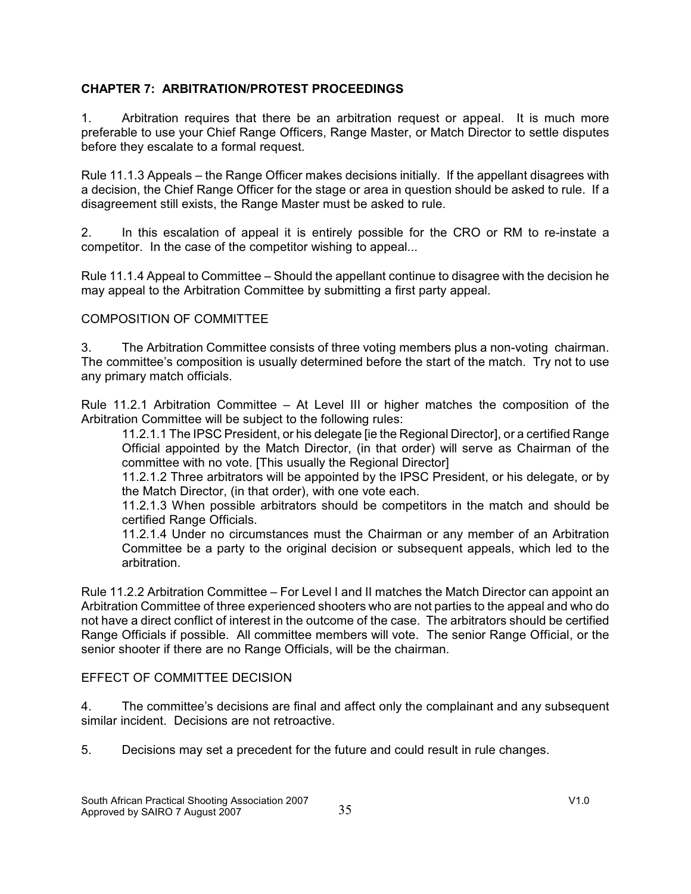## CHAPTER 7: ARBITRATION/PROTEST PROCEEDINGS

1. Arbitration requires that there be an arbitration request or appeal. It is much more preferable to use your Chief Range Officers, Range Master, or Match Director to settle disputes before they escalate to a formal request.

Rule 11.1.3 Appeals – the Range Officer makes decisions initially. If the appellant disagrees with a decision, the Chief Range Officer for the stage or area in question should be asked to rule. If a disagreement still exists, the Range Master must be asked to rule.

2. In this escalation of appeal it is entirely possible for the CRO or RM to re-instate a competitor. In the case of the competitor wishing to appeal...

Rule 11.1.4 Appeal to Committee – Should the appellant continue to disagree with the decision he may appeal to the Arbitration Committee by submitting a first party appeal.

### COMPOSITION OF COMMITTEE

3. The Arbitration Committee consists of three voting members plus a non-voting chairman. The committee's composition is usually determined before the start of the match. Try not to use any primary match officials.

Rule 11.2.1 Arbitration Committee – At Level III or higher matches the composition of the Arbitration Committee will be subject to the following rules:

> 11.2.1.1 The IPSC President, or his delegate [ie the Regional Director], or a certified Range Official appointed by the Match Director, (in that order) will serve as Chairman of the committee with no vote. [This usually the Regional Director]
>
> 11.2.1.2 Three arbitrators will be appointed by the IPSC President, or his delegate, or by the Match Director, (in that order), with one vote each.
>
> 11.2.1.3 When possible arbitrators should be competitors in the match and should be certified Range Officials.
>
> 11.2.1.4 Under no circumstances must the Chairman or any member of an Arbitration Committee be a party to the original decision or subsequent appeals, which led to the arbitration.

Rule 11.2.2 Arbitration Committee – For Level I and II matches the Match Director can appoint an Arbitration Committee of three experienced shooters who are not parties to the appeal and who do not have a direct conflict of interest in the outcome of the case. The arbitrators should be certified Range Officials if possible. All committee members will vote. The senior Range Official, or the senior shooter if there are no Range Officials, will be the chairman.

### EFFECT OF COMMITTEE DECISION

4. The committee's decisions are final and affect only the complainant and any subsequent similar incident. Decisions are not retroactive.

5. Decisions may set a precedent for the future and could result in rule changes.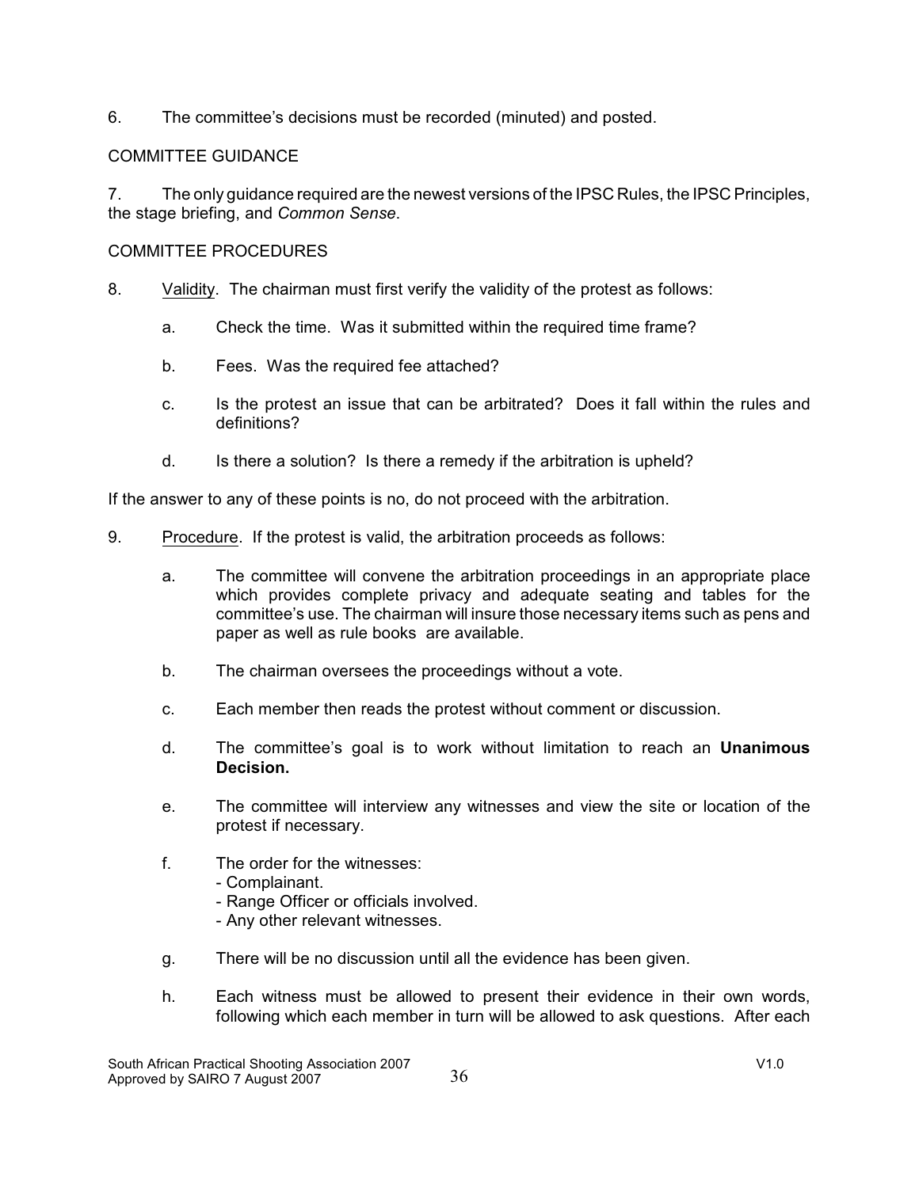6. The committee's decisions must be recorded (minuted) and posted.

COMMITTEE GUIDANCE

7. The only guidance required are the newest versions of the IPSC Rules, the IPSC Principles, the stage briefing, and *Common Sense*.

COMMITTEE PROCEDURES

8. Validity. The chairman must first verify the validity of the protest as follows:

   a. Check the time. Was it submitted within the required time frame?

   b. Fees. Was the required fee attached?

   c. Is the protest an issue that can be arbitrated? Does it fall within the rules and definitions?

   d. Is there a solution? Is there a remedy if the arbitration is upheld?

If the answer to any of these points is no, do not proceed with the arbitration.

9. Procedure. If the protest is valid, the arbitration proceeds as follows:

   a. The committee will convene the arbitration proceedings in an appropriate place which provides complete privacy and adequate seating and tables for the committee's use. The chairman will insure those necessary items such as pens and paper as well as rule books are available.

   b. The chairman oversees the proceedings without a vote.

   c. Each member then reads the protest without comment or discussion.

   d. The committee's goal is to work without limitation to reach an **Unanimous Decision.**

   e. The committee will interview any witnesses and view the site or location of the protest if necessary.

   f. The order for the witnesses:
      - Complainant.
      - Range Officer or officials involved.
      - Any other relevant witnesses.

   g. There will be no discussion until all the evidence has been given.

   h. Each witness must be allowed to present their evidence in their own words, following which each member in turn will be allowed to ask questions. After each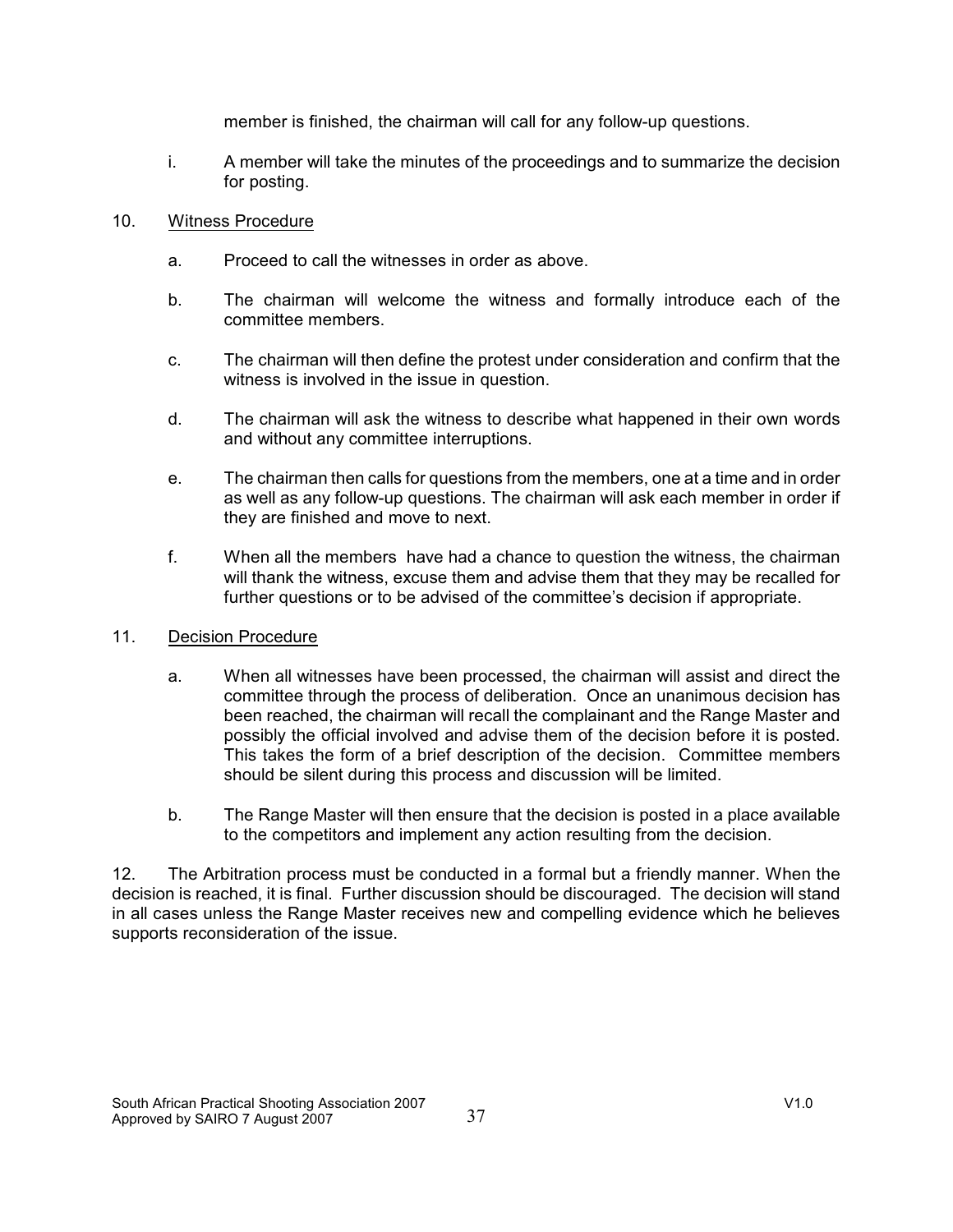member is finished, the chairman will call for any follow-up questions.

i. A member will take the minutes of the proceedings and to summarize the decision for posting.

10. <u>Witness Procedure</u>

a. Proceed to call the witnesses in order as above.

b. The chairman will welcome the witness and formally introduce each of the committee members.

c. The chairman will then define the protest under consideration and confirm that the witness is involved in the issue in question.

d. The chairman will ask the witness to describe what happened in their own words and without any committee interruptions.

e. The chairman then calls for questions from the members, one at a time and in order as well as any follow-up questions. The chairman will ask each member in order if they are finished and move to next.

f. When all the members have had a chance to question the witness, the chairman will thank the witness, excuse them and advise them that they may be recalled for further questions or to be advised of the committee's decision if appropriate.

11. <u>Decision Procedure</u>

a. When all witnesses have been processed, the chairman will assist and direct the committee through the process of deliberation. Once an unanimous decision has been reached, the chairman will recall the complainant and the Range Master and possibly the official involved and advise them of the decision before it is posted. This takes the form of a brief description of the decision. Committee members should be silent during this process and discussion will be limited.

b. The Range Master will then ensure that the decision is posted in a place available to the competitors and implement any action resulting from the decision.

12. The Arbitration process must be conducted in a formal but a friendly manner. When the decision is reached, it is final. Further discussion should be discouraged. The decision will stand in all cases unless the Range Master receives new and compelling evidence which he believes supports reconsideration of the issue.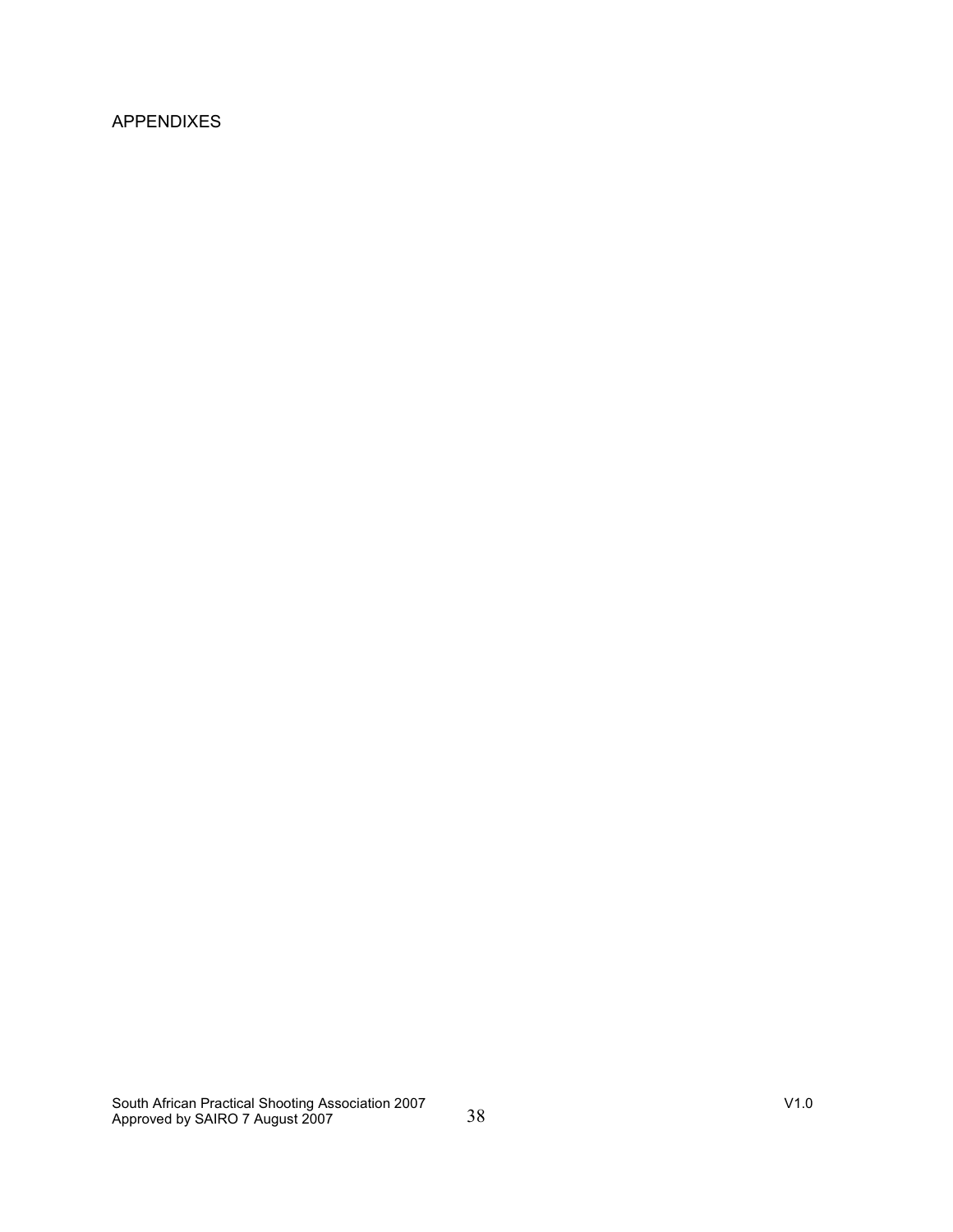# APPENDIXES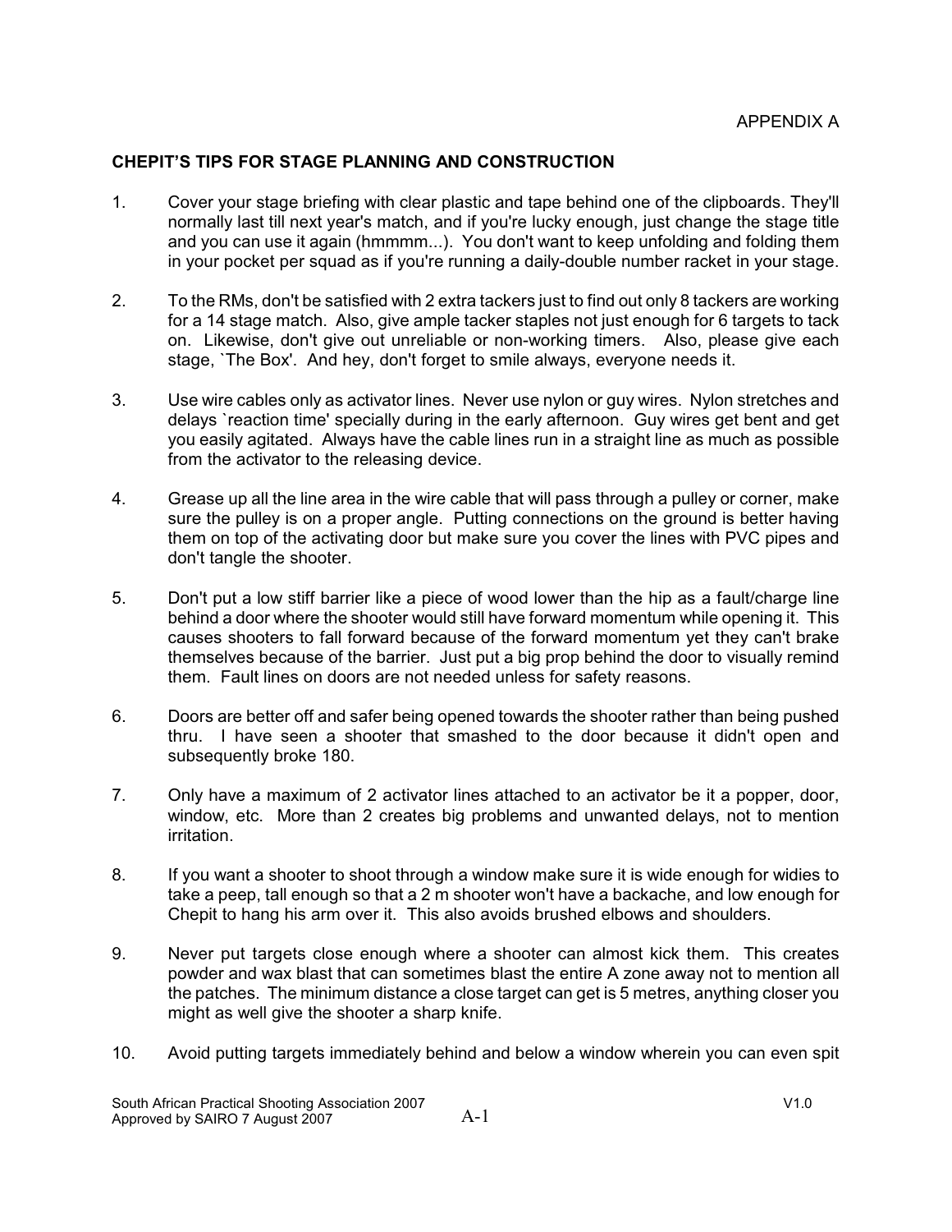APPENDIX A

**CHEPIT'S TIPS FOR STAGE PLANNING AND CONSTRUCTION**

1. Cover your stage briefing with clear plastic and tape behind one of the clipboards. They'll normally last till next year's match, and if you're lucky enough, just change the stage title and you can use it again (hmmmm...). You don't want to keep unfolding and folding them in your pocket per squad as if you're running a daily-double number racket in your stage.

2. To the RMs, don't be satisfied with 2 extra tackers just to find out only 8 tackers are working for a 14 stage match. Also, give ample tacker staples not just enough for 6 targets to tack on. Likewise, don't give out unreliable or non-working timers. Also, please give each stage, `The Box'. And hey, don't forget to smile always, everyone needs it.

3. Use wire cables only as activator lines. Never use nylon or guy wires. Nylon stretches and delays `reaction time' specially during in the early afternoon. Guy wires get bent and get you easily agitated. Always have the cable lines run in a straight line as much as possible from the activator to the releasing device.

4. Grease up all the line area in the wire cable that will pass through a pulley or corner, make sure the pulley is on a proper angle. Putting connections on the ground is better having them on top of the activating door but make sure you cover the lines with PVC pipes and don't tangle the shooter.

5. Don't put a low stiff barrier like a piece of wood lower than the hip as a fault/charge line behind a door where the shooter would still have forward momentum while opening it. This causes shooters to fall forward because of the forward momentum yet they can't brake themselves because of the barrier. Just put a big prop behind the door to visually remind them. Fault lines on doors are not needed unless for safety reasons.

6. Doors are better off and safer being opened towards the shooter rather than being pushed thru. I have seen a shooter that smashed to the door because it didn't open and subsequently broke 180.

7. Only have a maximum of 2 activator lines attached to an activator be it a popper, door, window, etc. More than 2 creates big problems and unwanted delays, not to mention irritation.

8. If you want a shooter to shoot through a window make sure it is wide enough for widies to take a peep, tall enough so that a 2 m shooter won't have a backache, and low enough for Chepit to hang his arm over it. This also avoids brushed elbows and shoulders.

9. Never put targets close enough where a shooter can almost kick them. This creates powder and wax blast that can sometimes blast the entire A zone away not to mention all the patches. The minimum distance a close target can get is 5 metres, anything closer you might as well give the shooter a sharp knife.

10. Avoid putting targets immediately behind and below a window wherein you can even spit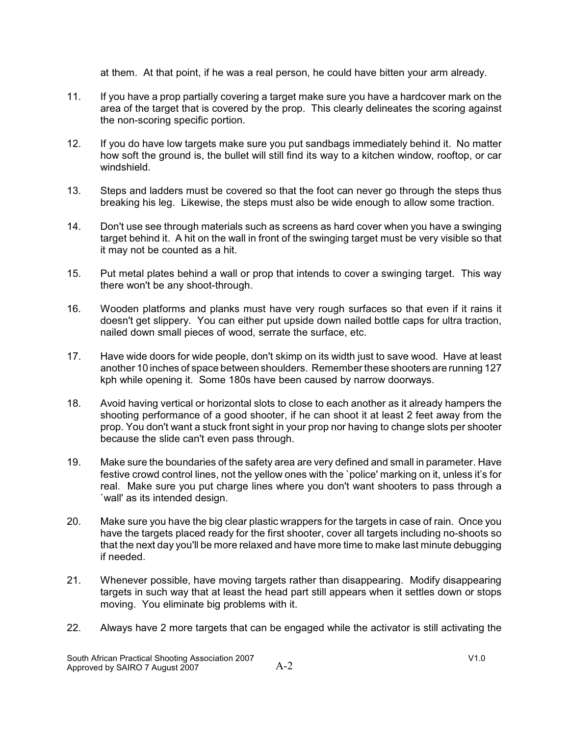at them. At that point, if he was a real person, he could have bitten your arm already.

11. If you have a prop partially covering a target make sure you have a hardcover mark on the area of the target that is covered by the prop. This clearly delineates the scoring against the non-scoring specific portion.

12. If you do have low targets make sure you put sandbags immediately behind it. No matter how soft the ground is, the bullet will still find its way to a kitchen window, rooftop, or car windshield.

13. Steps and ladders must be covered so that the foot can never go through the steps thus breaking his leg. Likewise, the steps must also be wide enough to allow some traction.

14. Don't use see through materials such as screens as hard cover when you have a swinging target behind it. A hit on the wall in front of the swinging target must be very visible so that it may not be counted as a hit.

15. Put metal plates behind a wall or prop that intends to cover a swinging target. This way there won't be any shoot-through.

16. Wooden platforms and planks must have very rough surfaces so that even if it rains it doesn't get slippery. You can either put upside down nailed bottle caps for ultra traction, nailed down small pieces of wood, serrate the surface, etc.

17. Have wide doors for wide people, don't skimp on its width just to save wood. Have at least another 10 inches of space between shoulders. Remember these shooters are running 127 kph while opening it. Some 180s have been caused by narrow doorways.

18. Avoid having vertical or horizontal slots to close to each another as it already hampers the shooting performance of a good shooter, if he can shoot it at least 2 feet away from the prop. You don't want a stuck front sight in your prop nor having to change slots per shooter because the slide can't even pass through.

19. Make sure the boundaries of the safety area are very defined and small in parameter. Have festive crowd control lines, not the yellow ones with the `police' marking on it, unless it's for real. Make sure you put charge lines where you don't want shooters to pass through a `wall' as its intended design.

20. Make sure you have the big clear plastic wrappers for the targets in case of rain. Once you have the targets placed ready for the first shooter, cover all targets including no-shoots so that the next day you'll be more relaxed and have more time to make last minute debugging if needed.

21. Whenever possible, have moving targets rather than disappearing. Modify disappearing targets in such way that at least the head part still appears when it settles down or stops moving. You eliminate big problems with it.

22. Always have 2 more targets that can be engaged while the activator is still activating the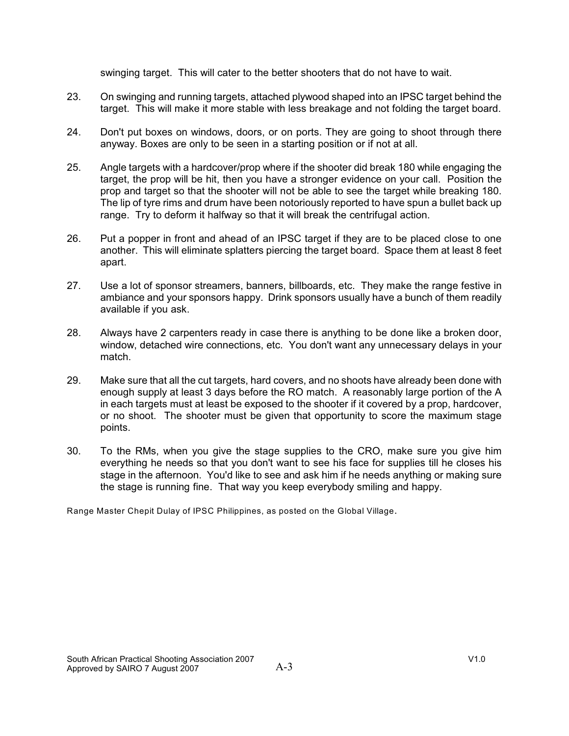swinging target. This will cater to the better shooters that do not have to wait.

23. On swinging and running targets, attached plywood shaped into an IPSC target behind the target. This will make it more stable with less breakage and not folding the target board.

24. Don't put boxes on windows, doors, or on ports. They are going to shoot through there anyway. Boxes are only to be seen in a starting position or if not at all.

25. Angle targets with a hardcover/prop where if the shooter did break 180 while engaging the target, the prop will be hit, then you have a stronger evidence on your call. Position the prop and target so that the shooter will not be able to see the target while breaking 180. The lip of tyre rims and drum have been notoriously reported to have spun a bullet back up range. Try to deform it halfway so that it will break the centrifugal action.

26. Put a popper in front and ahead of an IPSC target if they are to be placed close to one another. This will eliminate splatters piercing the target board. Space them at least 8 feet apart.

27. Use a lot of sponsor streamers, banners, billboards, etc. They make the range festive in ambiance and your sponsors happy. Drink sponsors usually have a bunch of them readily available if you ask.

28. Always have 2 carpenters ready in case there is anything to be done like a broken door, window, detached wire connections, etc. You don't want any unnecessary delays in your match.

29. Make sure that all the cut targets, hard covers, and no shoots have already been done with enough supply at least 3 days before the RO match. A reasonably large portion of the A in each targets must at least be exposed to the shooter if it covered by a prop, hardcover, or no shoot. The shooter must be given that opportunity to score the maximum stage points.

30. To the RMs, when you give the stage supplies to the CRO, make sure you give him everything he needs so that you don't want to see his face for supplies till he closes his stage in the afternoon. You'd like to see and ask him if he needs anything or making sure the stage is running fine. That way you keep everybody smiling and happy.

Range Master Chepit Dulay of IPSC Philippines, as posted on the Global Village.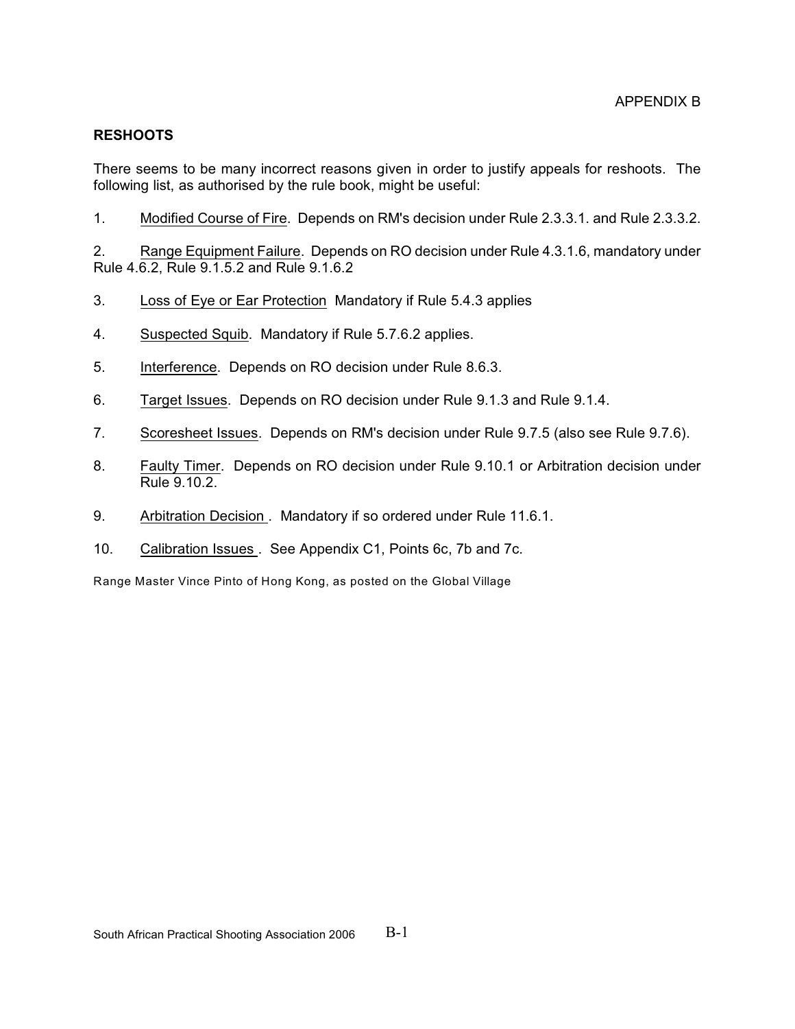APPENDIX B

**RESHOOTS**

There seems to be many incorrect reasons given in order to justify appeals for reshoots. The following list, as authorised by the rule book, might be useful:

1. Modified Course of Fire. Depends on RM's decision under Rule 2.3.3.1. and Rule 2.3.3.2.

2. Range Equipment Failure. Depends on RO decision under Rule 4.3.1.6, mandatory under Rule 4.6.2, Rule 9.1.5.2 and Rule 9.1.6.2

3. Loss of Eye or Ear Protection Mandatory if Rule 5.4.3 applies

4. Suspected Squib. Mandatory if Rule 5.7.6.2 applies.

5. Interference. Depends on RO decision under Rule 8.6.3.

6. Target Issues. Depends on RO decision under Rule 9.1.3 and Rule 9.1.4.

7. Scoresheet Issues. Depends on RM's decision under Rule 9.7.5 (also see Rule 9.7.6).

8. Faulty Timer. Depends on RO decision under Rule 9.10.1 or Arbitration decision under Rule 9.10.2.

9. Arbitration Decision . Mandatory if so ordered under Rule 11.6.1.

10. Calibration Issues . See Appendix C1, Points 6c, 7b and 7c.

Range Master Vince Pinto of Hong Kong, as posted on the Global Village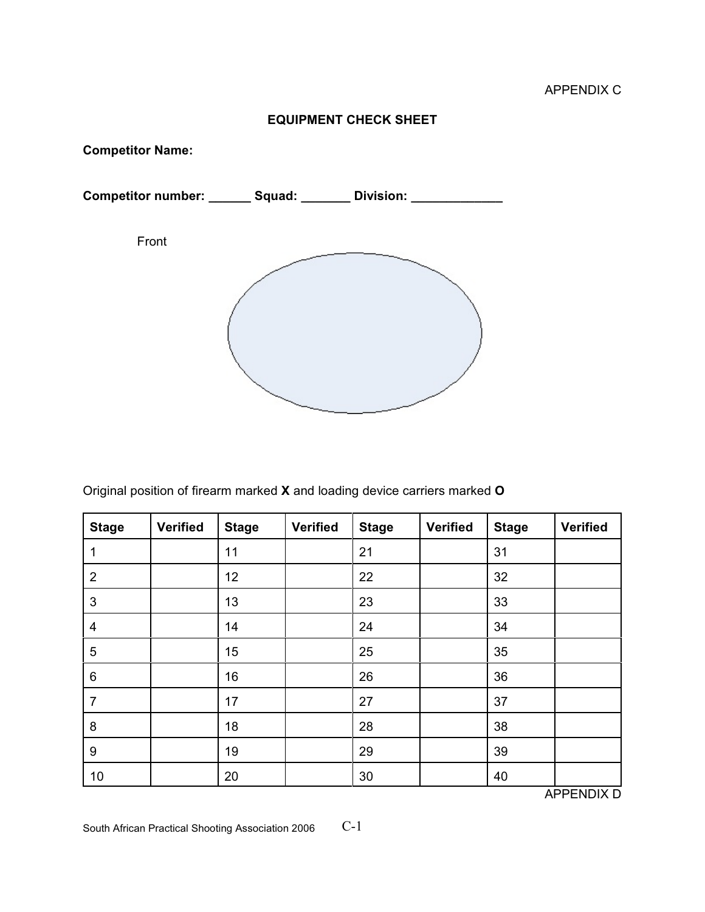APPENDIX C

## EQUIPMENT CHECK SHEET

**Competitor Name:**

**Competitor number: ______ Squad: _______ Division: _____________**

Front

Original position of firearm marked **X** and loading device carriers marked **O**

| Stage | Verified | Stage | Verified | Stage | Verified | Stage | Verified |
|---|---|---|---|---|---|---|---|
| 1 | | 11 | | 21 | | 31 | |
| 2 | | 12 | | 22 | | 32 | |
| 3 | | 13 | | 23 | | 33 | |
| 4 | | 14 | | 24 | | 34 | |
| 5 | | 15 | | 25 | | 35 | |
| 6 | | 16 | | 26 | | 36 | |
| 7 | | 17 | | 27 | | 37 | |
| 8 | | 18 | | 28 | | 38 | |
| 9 | | 19 | | 29 | | 39 | |
| 10 | | 20 | | 30 | | 40 | |

APPENDIX D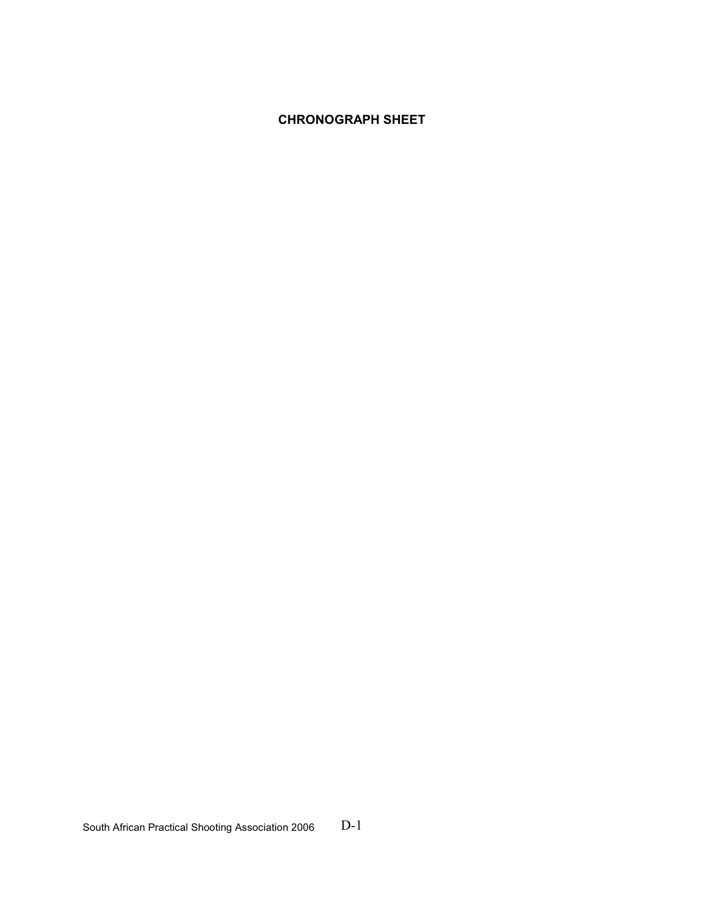**CHRONOGRAPH SHEET**